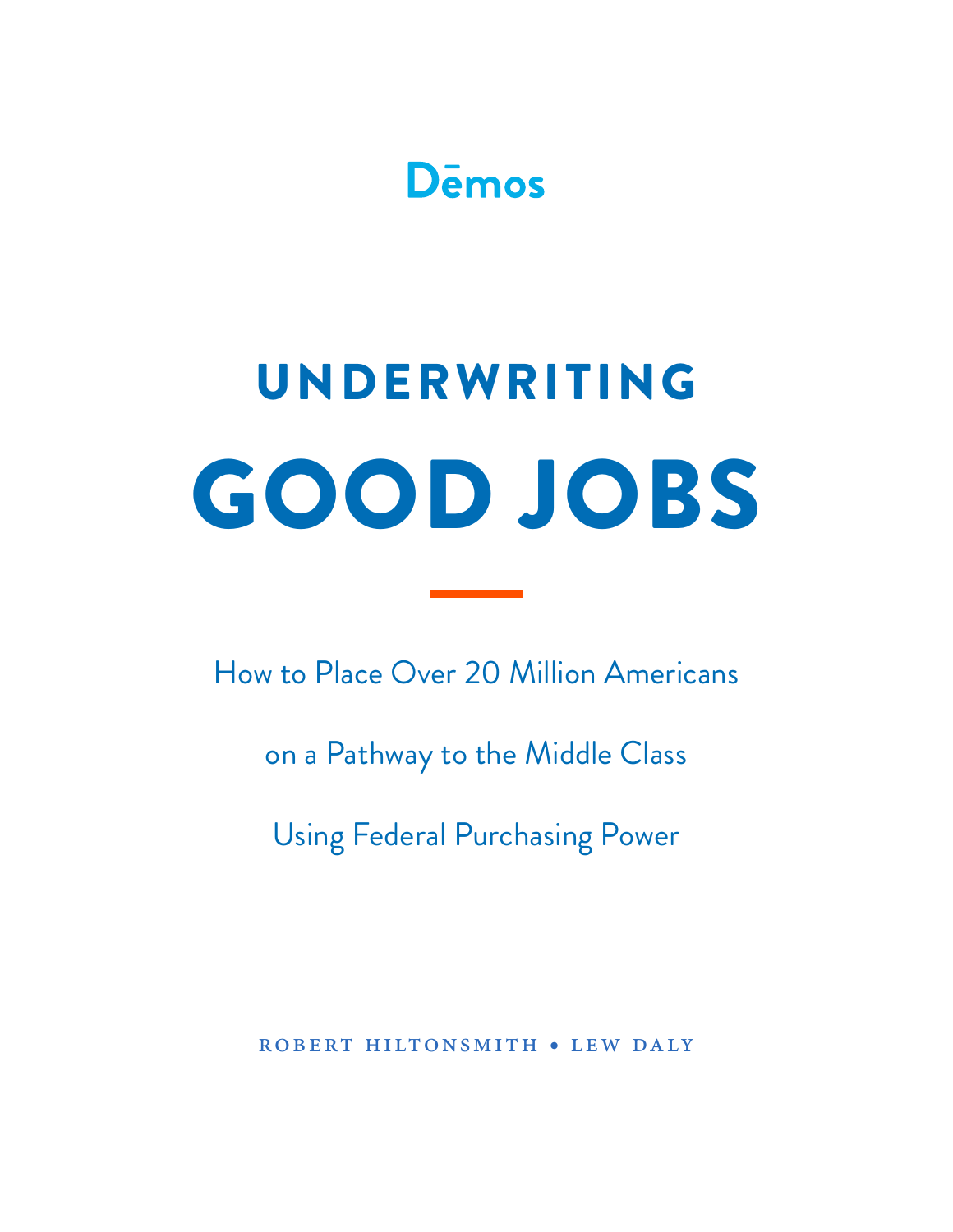Dēmos

# UNDERWRITING GOOD JOBS

How to Place Over 20 Million Americans on a Pathway to the Middle Class Using Federal Purchasing Power

ROBERT HILTONSMITH • LEW DALY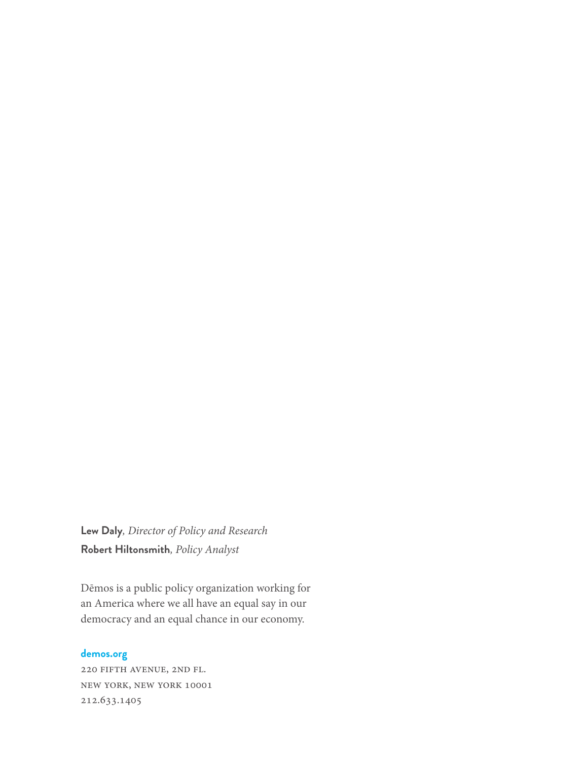**Lew Daly**, *Director of Policy and Research*
**Robert Hiltonsmith**, *Policy Analyst*

Dēmos is a public policy organization working for an America where we all have an equal say in our democracy and an equal chance in our economy.

**demos.org**
220 Fifth Avenue, 2nd Fl.
New York, New York 10001
212.633.1405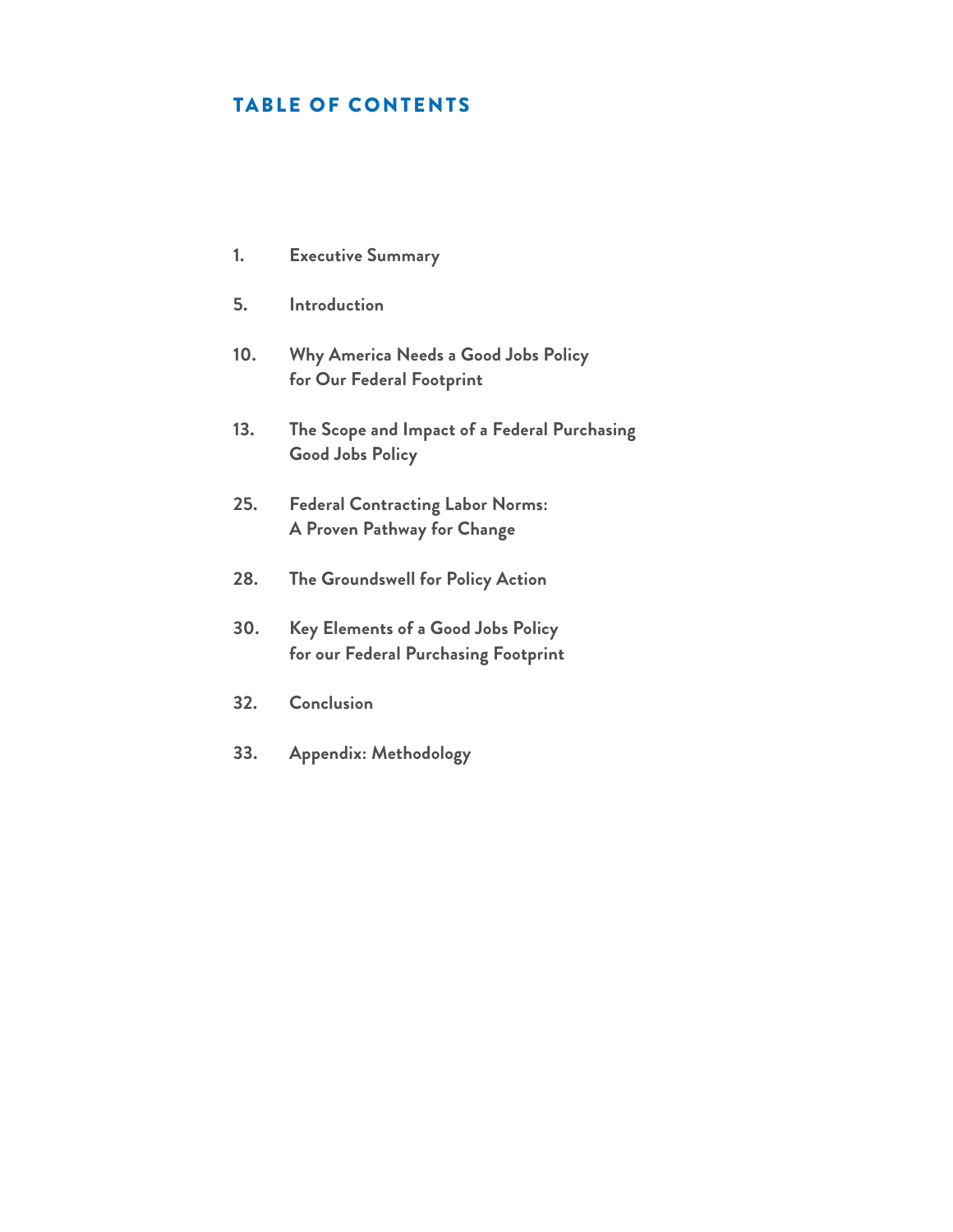## TABLE OF CONTENTS

1. **Executive Summary**

5. **Introduction**

10. **Why America Needs a Good Jobs Policy for Our Federal Footprint**

13. **The Scope and Impact of a Federal Purchasing Good Jobs Policy**

25. **Federal Contracting Labor Norms: A Proven Pathway for Change**

28. **The Groundswell for Policy Action**

30. **Key Elements of a Good Jobs Policy for our Federal Purchasing Footprint**

32. **Conclusion**

33. **Appendix: Methodology**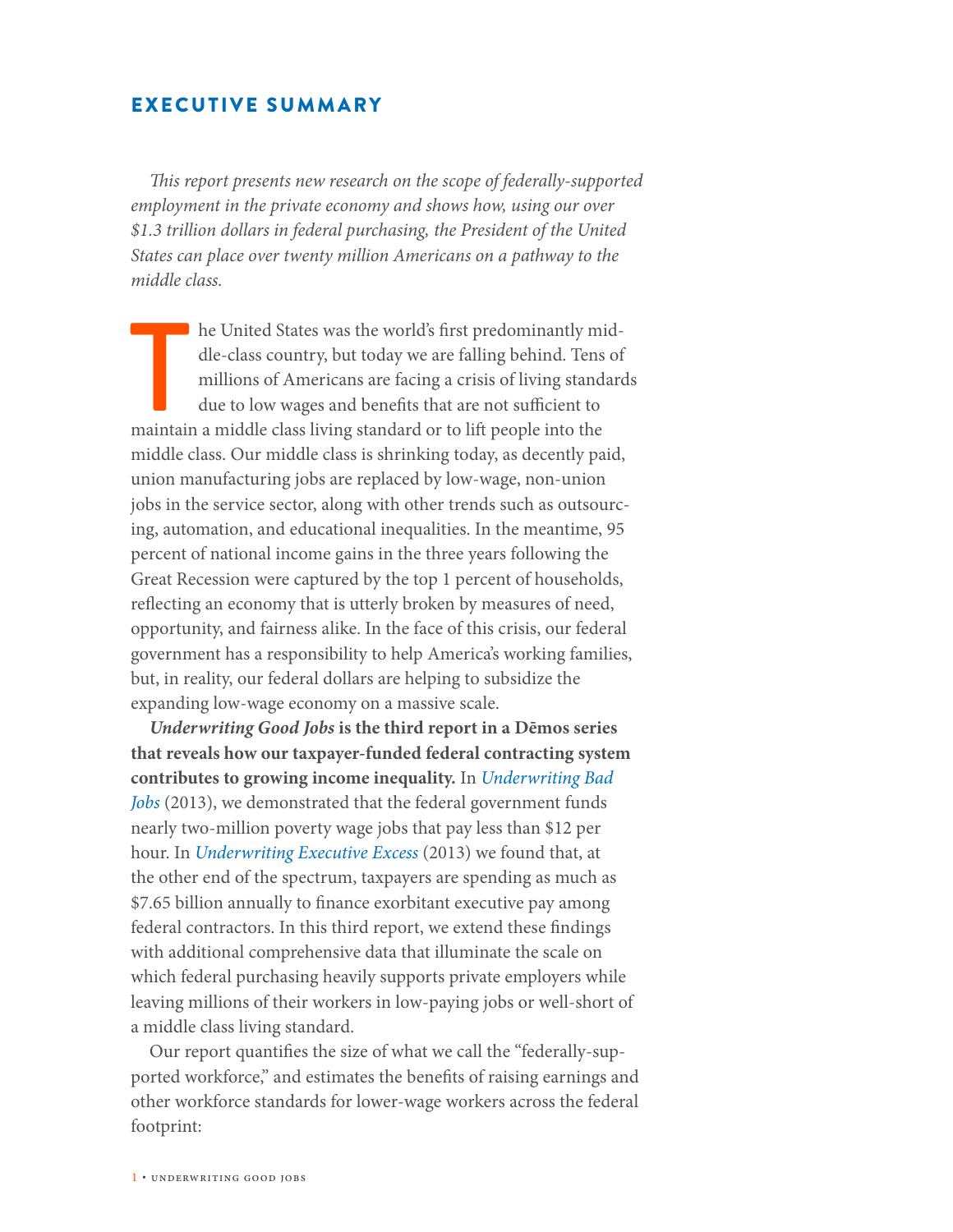## EXECUTIVE SUMMARY

*This report presents new research on the scope of federally-supported employment in the private economy and shows how, using our over $1.3 trillion dollars in federal purchasing, the President of the United States can place over twenty million Americans on a pathway to the middle class.*

The United States was the world's first predominantly middle-class country, but today we are falling behind. Tens of millions of Americans are facing a crisis of living standards due to low wages and benefits that are not sufficient to maintain a middle class living standard or to lift people into the middle class. Our middle class is shrinking today, as decently paid, union manufacturing jobs are replaced by low-wage, non-union jobs in the service sector, along with other trends such as outsourcing, automation, and educational inequalities. In the meantime, 95 percent of national income gains in the three years following the Great Recession were captured by the top 1 percent of households, reflecting an economy that is utterly broken by measures of need, opportunity, and fairness alike. In the face of this crisis, our federal government has a responsibility to help America's working families, but, in reality, our federal dollars are helping to subsidize the expanding low-wage economy on a massive scale.

***Underwriting Good Jobs* is the third report in a Dēmos series that reveals how our taxpayer-funded federal contracting system contributes to growing income inequality.** In *Underwriting Bad Jobs* (2013), we demonstrated that the federal government funds nearly two-million poverty wage jobs that pay less than $12 per hour. In *Underwriting Executive Excess* (2013) we found that, at the other end of the spectrum, taxpayers are spending as much as $7.65 billion annually to finance exorbitant executive pay among federal contractors. In this third report, we extend these findings with additional comprehensive data that illuminate the scale on which federal purchasing heavily supports private employers while leaving millions of their workers in low-paying jobs or well-short of a middle class living standard.

Our report quantifies the size of what we call the "federally-supported workforce," and estimates the benefits of raising earnings and other workforce standards for lower-wage workers across the federal footprint: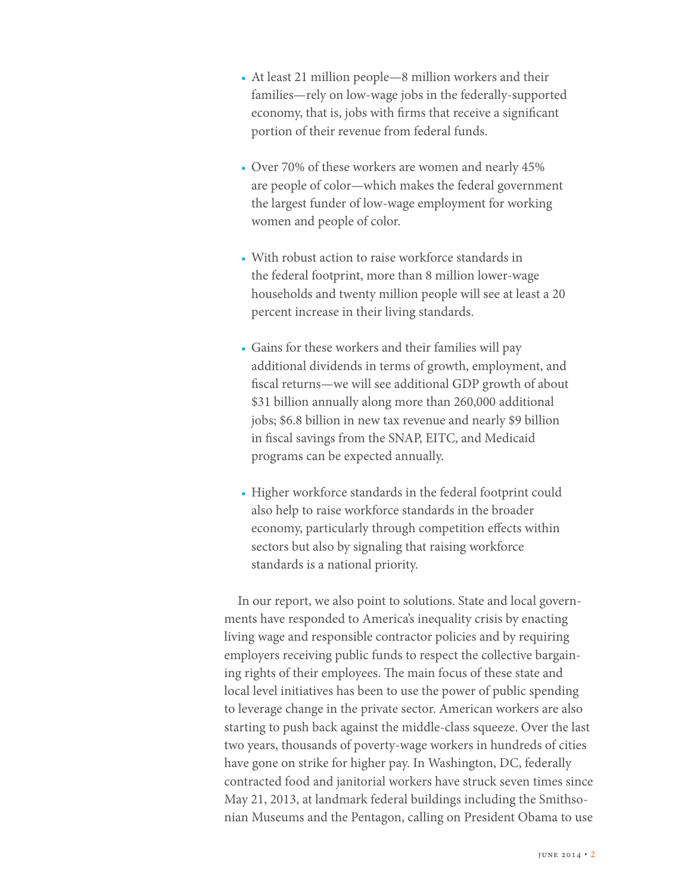- At least 21 million people—8 million workers and their families—rely on low-wage jobs in the federally-supported economy, that is, jobs with firms that receive a significant portion of their revenue from federal funds.

- Over 70% of these workers are women and nearly 45% are people of color—which makes the federal government the largest funder of low-wage employment for working women and people of color.

- With robust action to raise workforce standards in the federal footprint, more than 8 million lower-wage households and twenty million people will see at least a 20 percent increase in their living standards.

- Gains for these workers and their families will pay additional dividends in terms of growth, employment, and fiscal returns—we will see additional GDP growth of about $31 billion annually along more than 260,000 additional jobs; $6.8 billion in new tax revenue and nearly $9 billion in fiscal savings from the SNAP, EITC, and Medicaid programs can be expected annually.

- Higher workforce standards in the federal footprint could also help to raise workforce standards in the broader economy, particularly through competition effects within sectors but also by signaling that raising workforce standards is a national priority.

In our report, we also point to solutions. State and local governments have responded to America's inequality crisis by enacting living wage and responsible contractor policies and by requiring employers receiving public funds to respect the collective bargaining rights of their employees. The main focus of these state and local level initiatives has been to use the power of public spending to leverage change in the private sector. American workers are also starting to push back against the middle-class squeeze. Over the last two years, thousands of poverty-wage workers in hundreds of cities have gone on strike for higher pay. In Washington, DC, federally contracted food and janitorial workers have struck seven times since May 21, 2013, at landmark federal buildings including the Smithsonian Museums and the Pentagon, calling on President Obama to use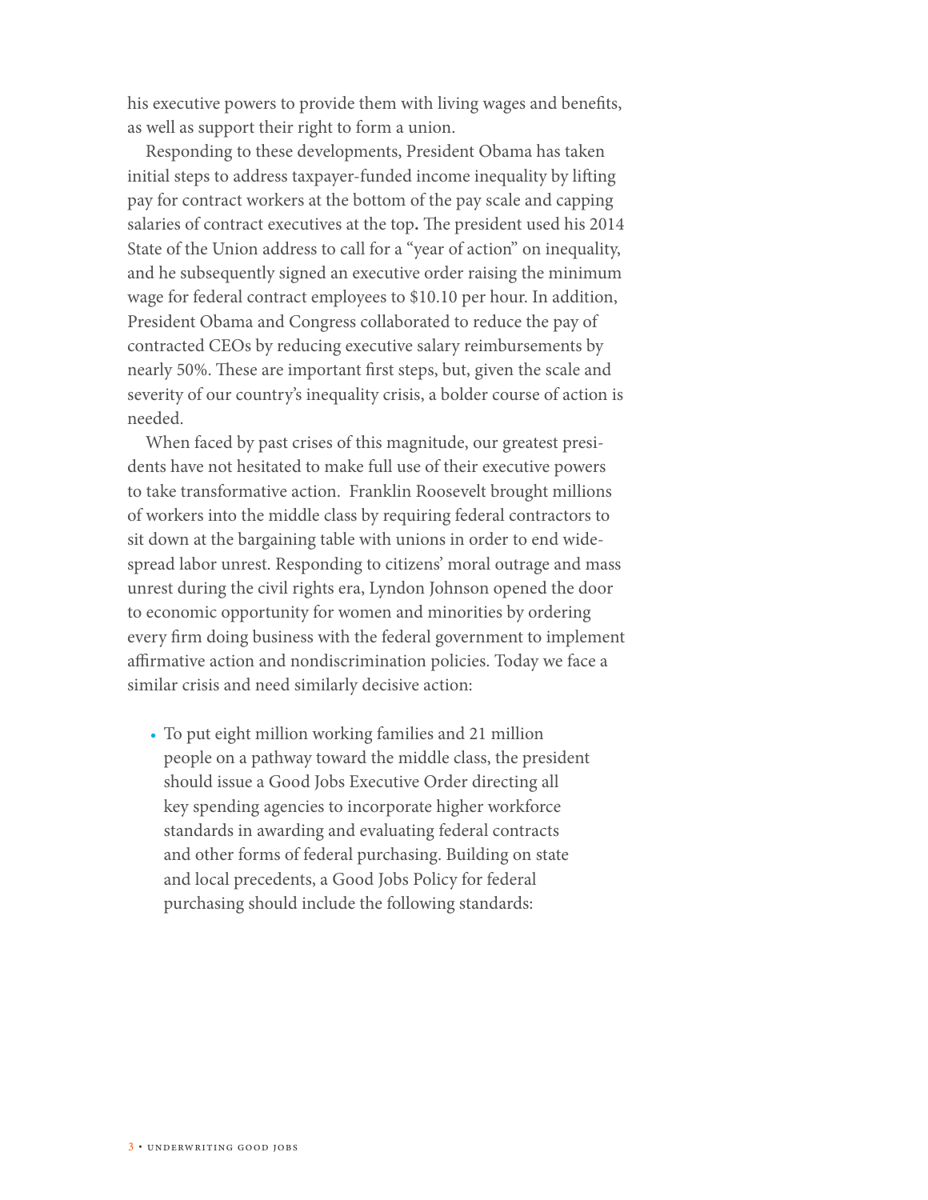his executive powers to provide them with living wages and benefits, as well as support their right to form a union.

Responding to these developments, President Obama has taken initial steps to address taxpayer-funded income inequality by lifting pay for contract workers at the bottom of the pay scale and capping salaries of contract executives at the top**.** The president used his 2014 State of the Union address to call for a "year of action" on inequality, and he subsequently signed an executive order raising the minimum wage for federal contract employees to $10.10 per hour. In addition, President Obama and Congress collaborated to reduce the pay of contracted CEOs by reducing executive salary reimbursements by nearly 50%. These are important first steps, but, given the scale and severity of our country's inequality crisis, a bolder course of action is needed.

When faced by past crises of this magnitude, our greatest presidents have not hesitated to make full use of their executive powers to take transformative action. Franklin Roosevelt brought millions of workers into the middle class by requiring federal contractors to sit down at the bargaining table with unions in order to end widespread labor unrest. Responding to citizens' moral outrage and mass unrest during the civil rights era, Lyndon Johnson opened the door to economic opportunity for women and minorities by ordering every firm doing business with the federal government to implement affirmative action and nondiscrimination policies. Today we face a similar crisis and need similarly decisive action:

- To put eight million working families and 21 million people on a pathway toward the middle class, the president should issue a Good Jobs Executive Order directing all key spending agencies to incorporate higher workforce standards in awarding and evaluating federal contracts and other forms of federal purchasing. Building on state and local precedents, a Good Jobs Policy for federal purchasing should include the following standards: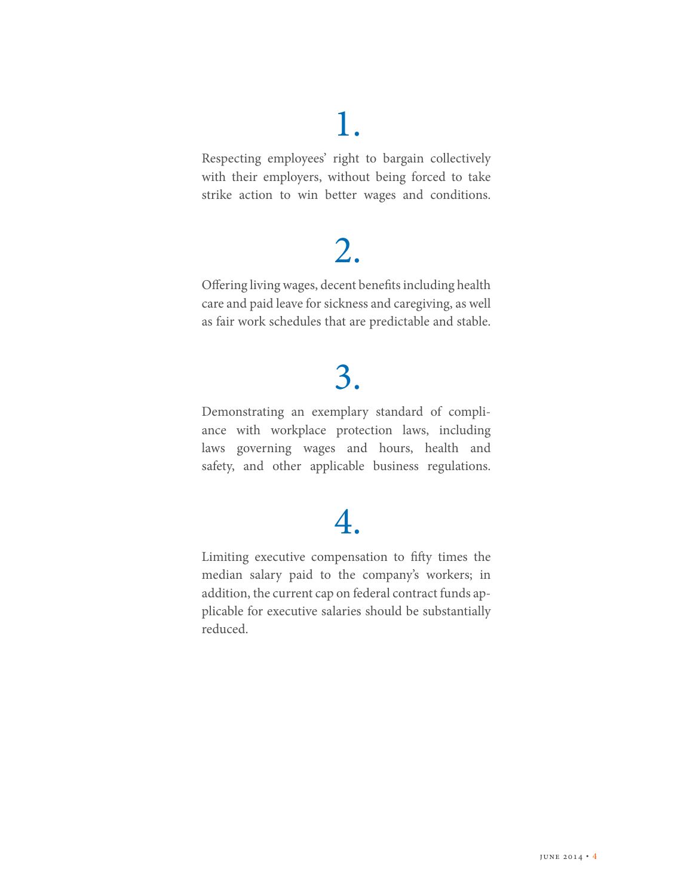1.

Respecting employees' right to bargain collectively with their employers, without being forced to take strike action to win better wages and conditions.

2.

Offering living wages, decent benefits including health care and paid leave for sickness and caregiving, as well as fair work schedules that are predictable and stable.

3.

Demonstrating an exemplary standard of compliance with workplace protection laws, including laws governing wages and hours, health and safety, and other applicable business regulations.

4.

Limiting executive compensation to fifty times the median salary paid to the company's workers; in addition, the current cap on federal contract funds applicable for executive salaries should be substantially reduced.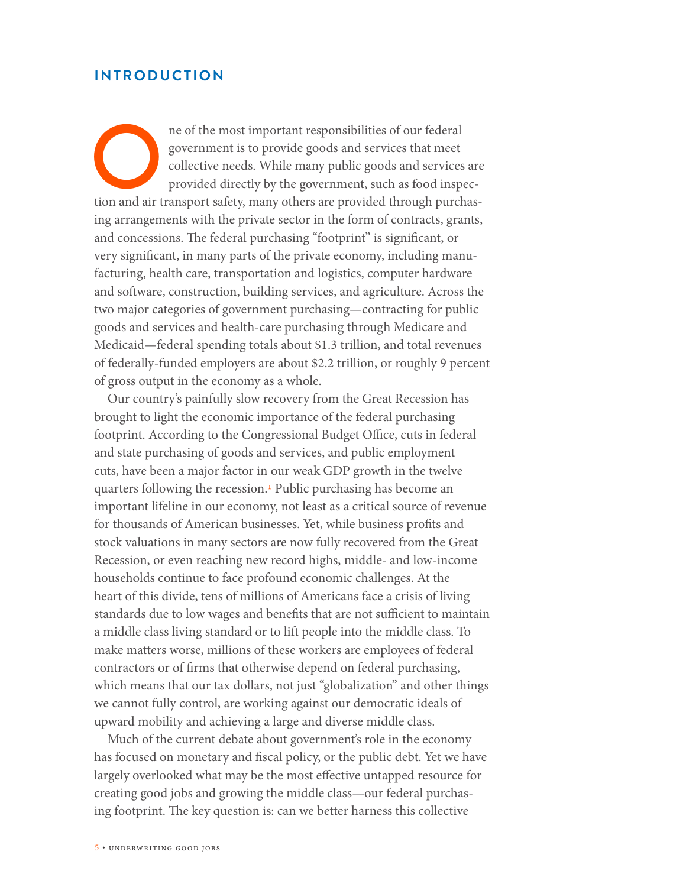## INTRODUCTION

One of the most important responsibilities of our federal government is to provide goods and services that meet collective needs. While many public goods and services are provided directly by the government, such as food inspection and air transport safety, many others are provided through purchasing arrangements with the private sector in the form of contracts, grants, and concessions. The federal purchasing "footprint" is significant, or very significant, in many parts of the private economy, including manufacturing, health care, transportation and logistics, computer hardware and software, construction, building services, and agriculture. Across the two major categories of government purchasing—contracting for public goods and services and health-care purchasing through Medicare and Medicaid—federal spending totals about $1.3 trillion, and total revenues of federally-funded employers are about $2.2 trillion, or roughly 9 percent of gross output in the economy as a whole.

Our country's painfully slow recovery from the Great Recession has brought to light the economic importance of the federal purchasing footprint. According to the Congressional Budget Office, cuts in federal and state purchasing of goods and services, and public employment cuts, have been a major factor in our weak GDP growth in the twelve quarters following the recession.[1] Public purchasing has become an important lifeline in our economy, not least as a critical source of revenue for thousands of American businesses. Yet, while business profits and stock valuations in many sectors are now fully recovered from the Great Recession, or even reaching new record highs, middle- and low-income households continue to face profound economic challenges. At the heart of this divide, tens of millions of Americans face a crisis of living standards due to low wages and benefits that are not sufficient to maintain a middle class living standard or to lift people into the middle class. To make matters worse, millions of these workers are employees of federal contractors or of firms that otherwise depend on federal purchasing, which means that our tax dollars, not just "globalization" and other things we cannot fully control, are working against our democratic ideals of upward mobility and achieving a large and diverse middle class.

Much of the current debate about government's role in the economy has focused on monetary and fiscal policy, or the public debt. Yet we have largely overlooked what may be the most effective untapped resource for creating good jobs and growing the middle class—our federal purchasing footprint. The key question is: can we better harness this collective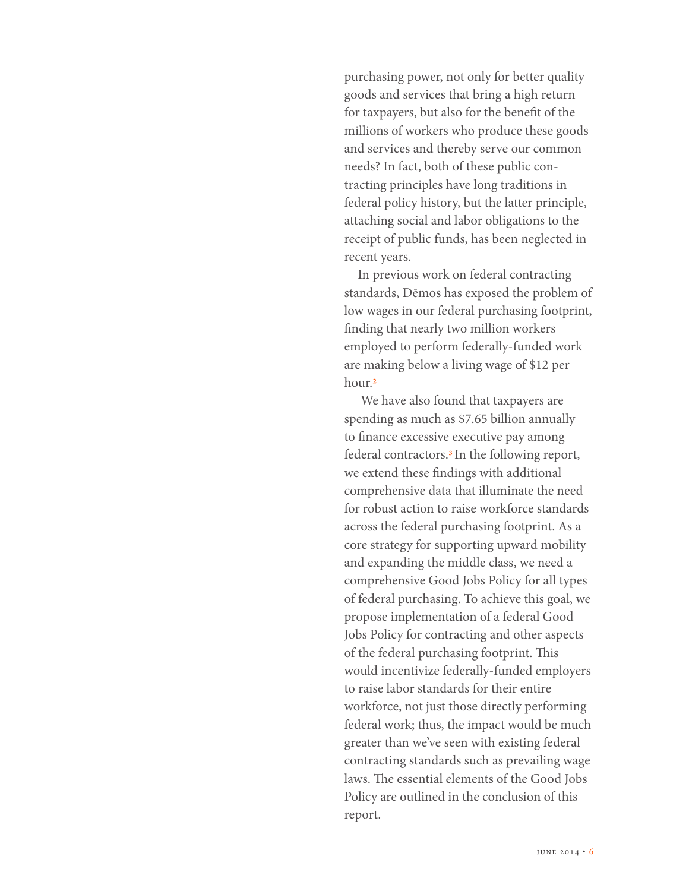purchasing power, not only for better quality goods and services that bring a high return for taxpayers, but also for the benefit of the millions of workers who produce these goods and services and thereby serve our common needs? In fact, both of these public contracting principles have long traditions in federal policy history, but the latter principle, attaching social and labor obligations to the receipt of public funds, has been neglected in recent years.

In previous work on federal contracting standards, Dēmos has exposed the problem of low wages in our federal purchasing footprint, finding that nearly two million workers employed to perform federally-funded work are making below a living wage of $12 per hour.[2]

We have also found that taxpayers are spending as much as $7.65 billion annually to finance excessive executive pay among federal contractors.[3] In the following report, we extend these findings with additional comprehensive data that illuminate the need for robust action to raise workforce standards across the federal purchasing footprint. As a core strategy for supporting upward mobility and expanding the middle class, we need a comprehensive Good Jobs Policy for all types of federal purchasing. To achieve this goal, we propose implementation of a federal Good Jobs Policy for contracting and other aspects of the federal purchasing footprint. This would incentivize federally-funded employers to raise labor standards for their entire workforce, not just those directly performing federal work; thus, the impact would be much greater than we've seen with existing federal contracting standards such as prevailing wage laws. The essential elements of the Good Jobs Policy are outlined in the conclusion of this report.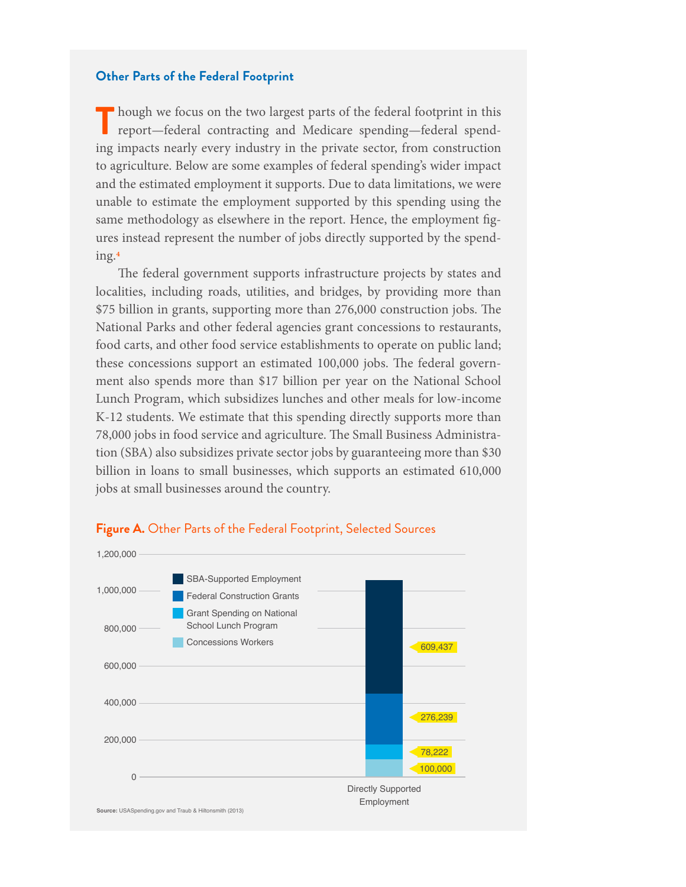### Other Parts of the Federal Footprint

Though we focus on the two largest parts of the federal footprint in this report—federal contracting and Medicare spending—federal spending impacts nearly every industry in the private sector, from construction to agriculture. Below are some examples of federal spending's wider impact and the estimated employment it supports. Due to data limitations, we were unable to estimate the employment supported by this spending using the same methodology as elsewhere in the report. Hence, the employment figures instead represent the number of jobs directly supported by the spending.[4]

The federal government supports infrastructure projects by states and localities, including roads, utilities, and bridges, by providing more than $75 billion in grants, supporting more than 276,000 construction jobs. The National Parks and other federal agencies grant concessions to restaurants, food carts, and other food service establishments to operate on public land; these concessions support an estimated 100,000 jobs. The federal government also spends more than $17 billion per year on the National School Lunch Program, which subsidizes lunches and other meals for low-income K-12 students. We estimate that this spending directly supports more than 78,000 jobs in food service and agriculture. The Small Business Administration (SBA) also subsidizes private sector jobs by guaranteeing more than $30 billion in loans to small businesses, which supports an estimated 610,000 jobs at small businesses around the country.

**Figure A.** Other Parts of the Federal Footprint, Selected Sources

| Directly Supported Employment | Jobs |
|---|---|
| SBA-Supported Employment | 609,437 |
| Federal Construction Grants | 276,239 |
| Grant Spending on National School Lunch Program | 78,222 |
| Concessions Workers | 100,000 |

**Source:** USASpending.gov and Traub & Hiltonsmith (2013)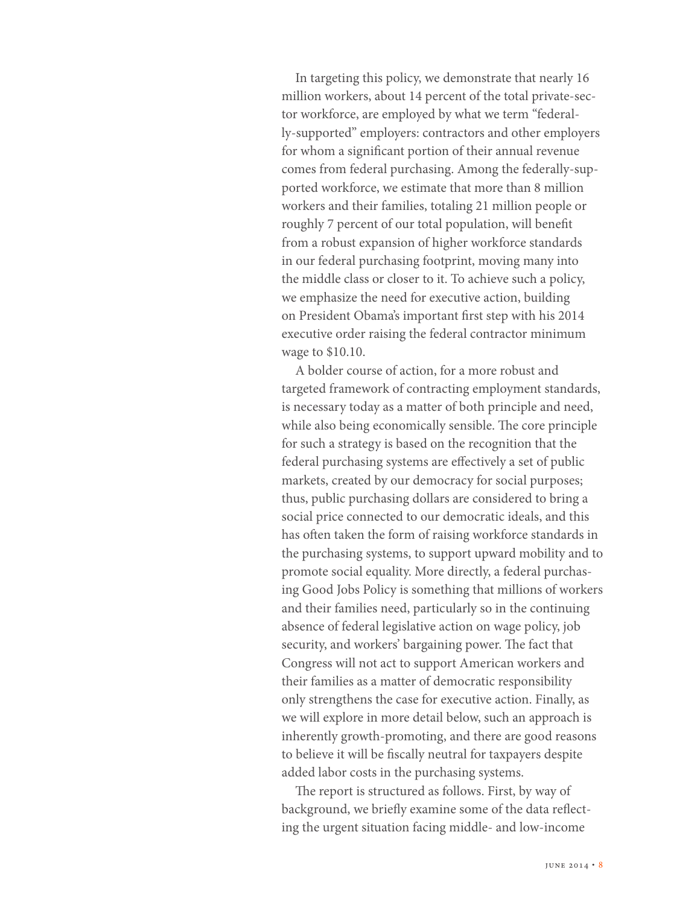In targeting this policy, we demonstrate that nearly 16 million workers, about 14 percent of the total private-sector workforce, are employed by what we term "federally-supported" employers: contractors and other employers for whom a significant portion of their annual revenue comes from federal purchasing. Among the federally-supported workforce, we estimate that more than 8 million workers and their families, totaling 21 million people or roughly 7 percent of our total population, will benefit from a robust expansion of higher workforce standards in our federal purchasing footprint, moving many into the middle class or closer to it. To achieve such a policy, we emphasize the need for executive action, building on President Obama's important first step with his 2014 executive order raising the federal contractor minimum wage to $10.10.

A bolder course of action, for a more robust and targeted framework of contracting employment standards, is necessary today as a matter of both principle and need, while also being economically sensible. The core principle for such a strategy is based on the recognition that the federal purchasing systems are effectively a set of public markets, created by our democracy for social purposes; thus, public purchasing dollars are considered to bring a social price connected to our democratic ideals, and this has often taken the form of raising workforce standards in the purchasing systems, to support upward mobility and to promote social equality. More directly, a federal purchasing Good Jobs Policy is something that millions of workers and their families need, particularly so in the continuing absence of federal legislative action on wage policy, job security, and workers' bargaining power. The fact that Congress will not act to support American workers and their families as a matter of democratic responsibility only strengthens the case for executive action. Finally, as we will explore in more detail below, such an approach is inherently growth-promoting, and there are good reasons to believe it will be fiscally neutral for taxpayers despite added labor costs in the purchasing systems.

The report is structured as follows. First, by way of background, we briefly examine some of the data reflecting the urgent situation facing middle- and low-income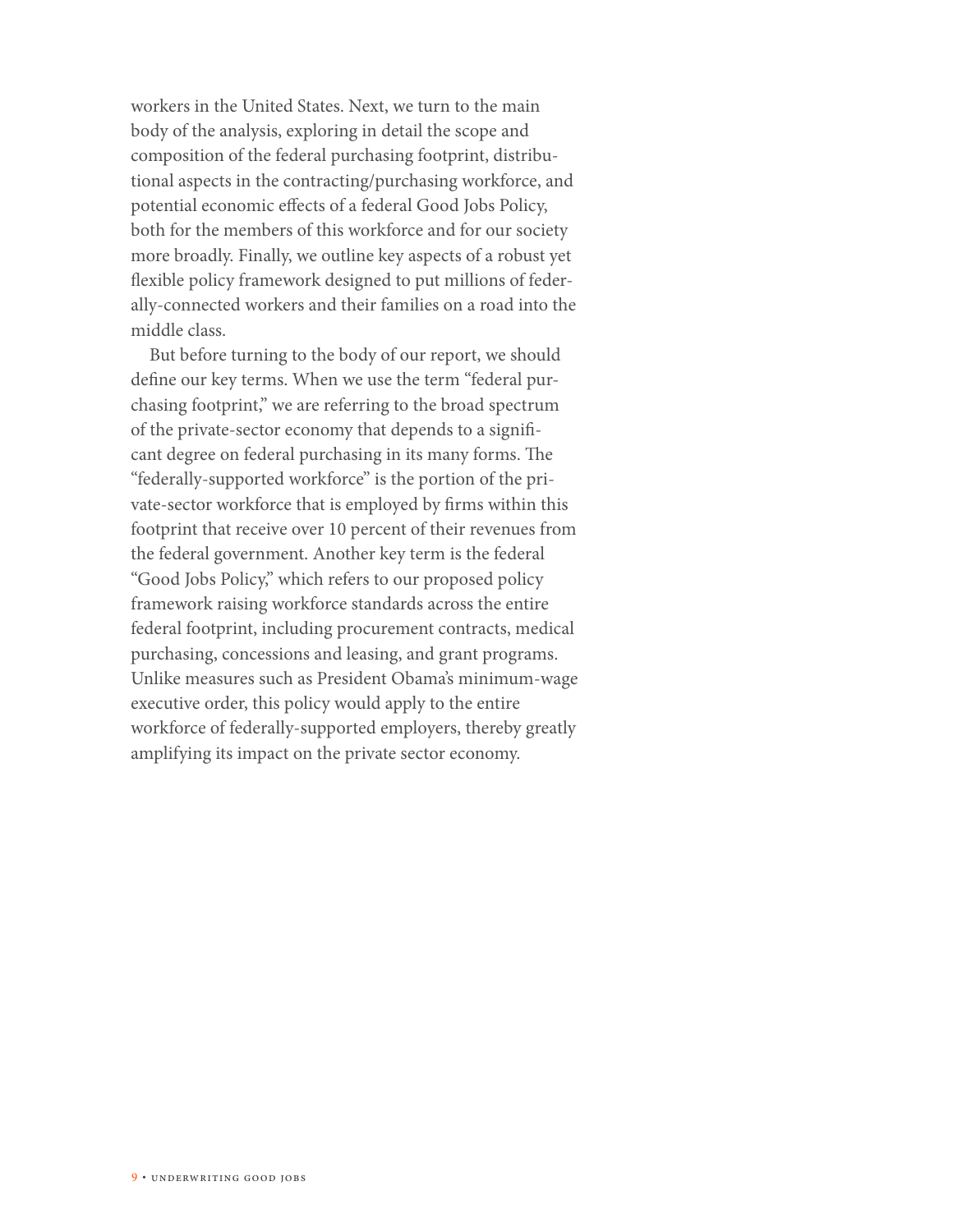workers in the United States. Next, we turn to the main body of the analysis, exploring in detail the scope and composition of the federal purchasing footprint, distributional aspects in the contracting/purchasing workforce, and potential economic effects of a federal Good Jobs Policy, both for the members of this workforce and for our society more broadly. Finally, we outline key aspects of a robust yet flexible policy framework designed to put millions of federally-connected workers and their families on a road into the middle class.

But before turning to the body of our report, we should define our key terms. When we use the term "federal purchasing footprint," we are referring to the broad spectrum of the private-sector economy that depends to a significant degree on federal purchasing in its many forms. The "federally-supported workforce" is the portion of the private-sector workforce that is employed by firms within this footprint that receive over 10 percent of their revenues from the federal government. Another key term is the federal "Good Jobs Policy," which refers to our proposed policy framework raising workforce standards across the entire federal footprint, including procurement contracts, medical purchasing, concessions and leasing, and grant programs. Unlike measures such as President Obama's minimum-wage executive order, this policy would apply to the entire workforce of federally-supported employers, thereby greatly amplifying its impact on the private sector economy.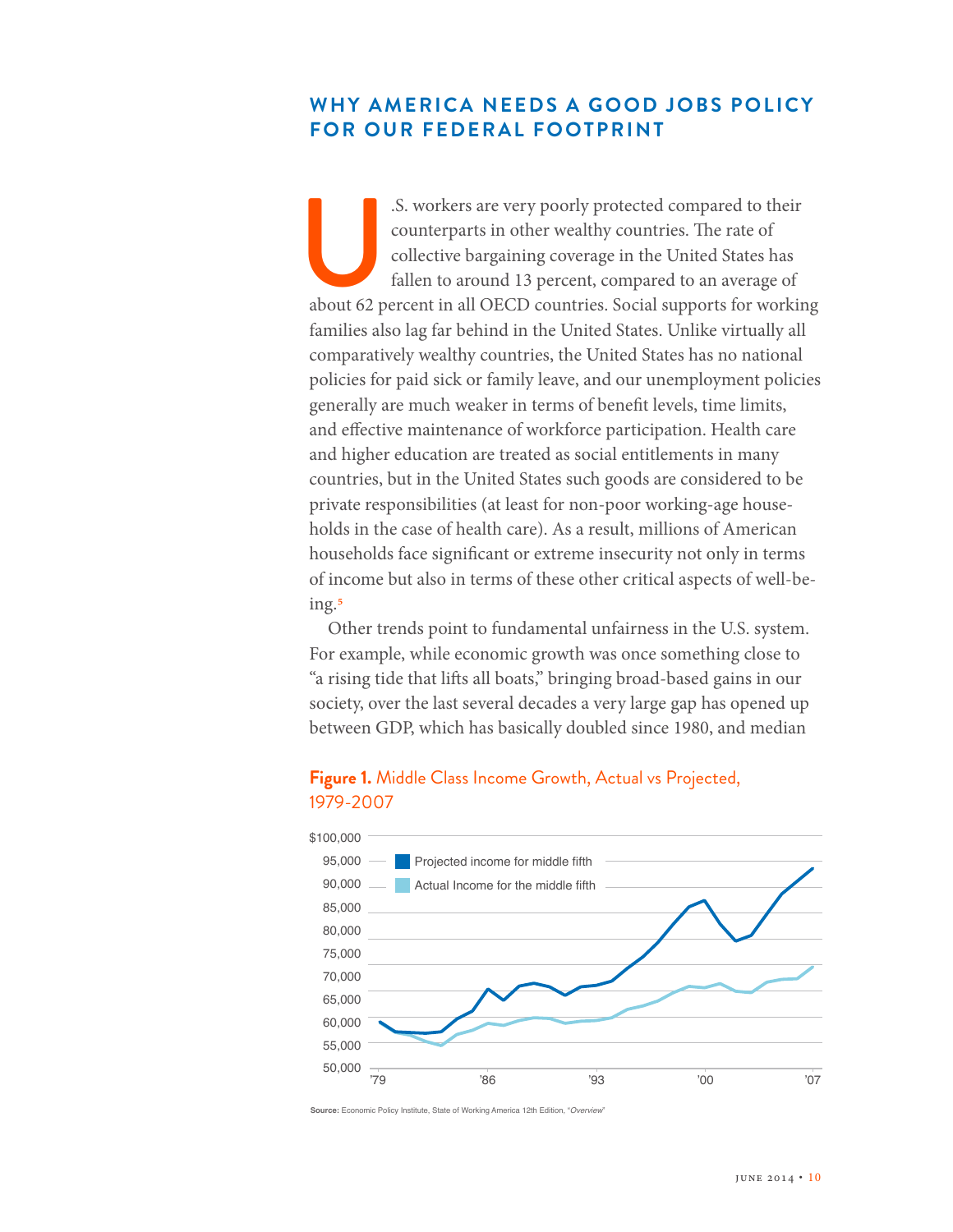## WHY AMERICA NEEDS A GOOD JOBS POLICY FOR OUR FEDERAL FOOTPRINT

U.S. workers are very poorly protected compared to their counterparts in other wealthy countries. The rate of collective bargaining coverage in the United States has fallen to around 13 percent, compared to an average of about 62 percent in all OECD countries. Social supports for working families also lag far behind in the United States. Unlike virtually all comparatively wealthy countries, the United States has no national policies for paid sick or family leave, and our unemployment policies generally are much weaker in terms of benefit levels, time limits, and effective maintenance of workforce participation. Health care and higher education are treated as social entitlements in many countries, but in the United States such goods are considered to be private responsibilities (at least for non-poor working-age households in the case of health care). As a result, millions of American households face significant or extreme insecurity not only in terms of income but also in terms of these other critical aspects of well-being.[5]

Other trends point to fundamental unfairness in the U.S. system. For example, while economic growth was once something close to "a rising tide that lifts all boats," bringing broad-based gains in our society, over the last several decades a very large gap has opened up between GDP, which has basically doubled since 1980, and median

**Figure 1.** Middle Class Income Growth, Actual vs Projected, 1979-2007

**Source:** Economic Policy Institute, State of Working America 12th Edition, "*Overview*"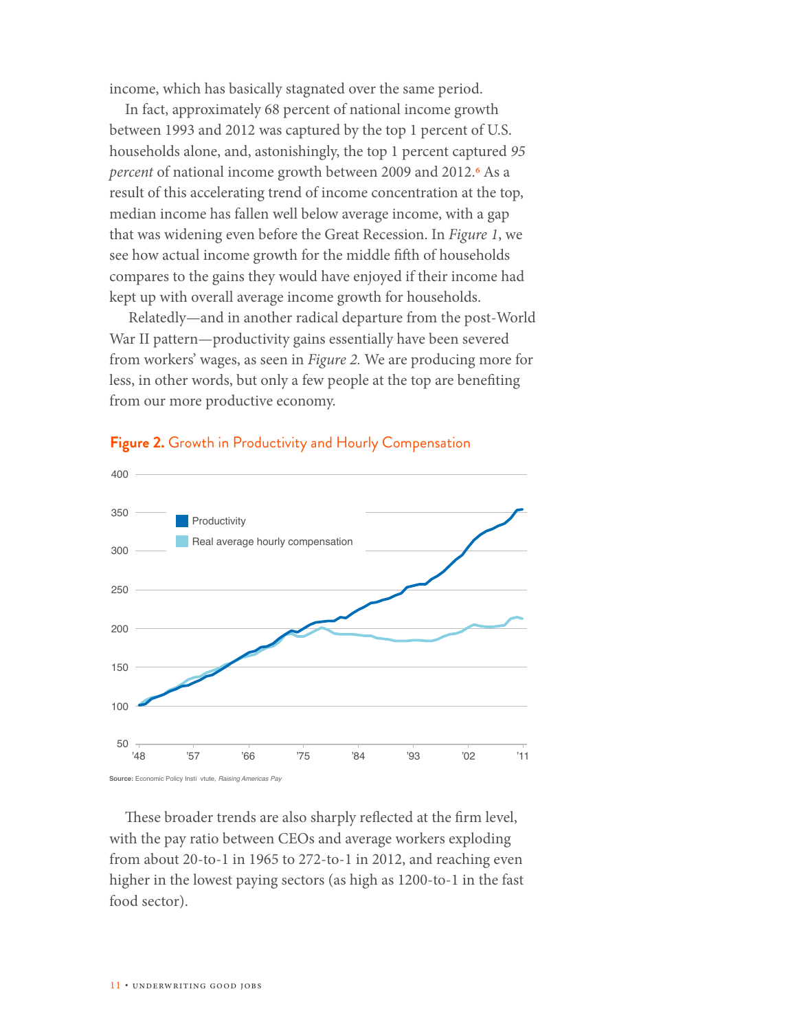income, which has basically stagnated over the same period.

In fact, approximately 68 percent of national income growth between 1993 and 2012 was captured by the top 1 percent of U.S. households alone, and, astonishingly, the top 1 percent captured *95 percent* of national income growth between 2009 and 2012.[6] As a result of this accelerating trend of income concentration at the top, median income has fallen well below average income, with a gap that was widening even before the Great Recession. In *Figure 1*, we see how actual income growth for the middle fifth of households compares to the gains they would have enjoyed if their income had kept up with overall average income growth for households.

Relatedly—and in another radical departure from the post-World War II pattern—productivity gains essentially have been severed from workers' wages, as seen in *Figure 2.* We are producing more for less, in other words, but only a few people at the top are benefiting from our more productive economy.

**Figure 2.** Growth in Productivity and Hourly Compensation

**Source:** Economic Policy Insti vtute, *Raising Americas Pay*

These broader trends are also sharply reflected at the firm level, with the pay ratio between CEOs and average workers exploding from about 20-to-1 in 1965 to 272-to-1 in 2012, and reaching even higher in the lowest paying sectors (as high as 1200-to-1 in the fast food sector).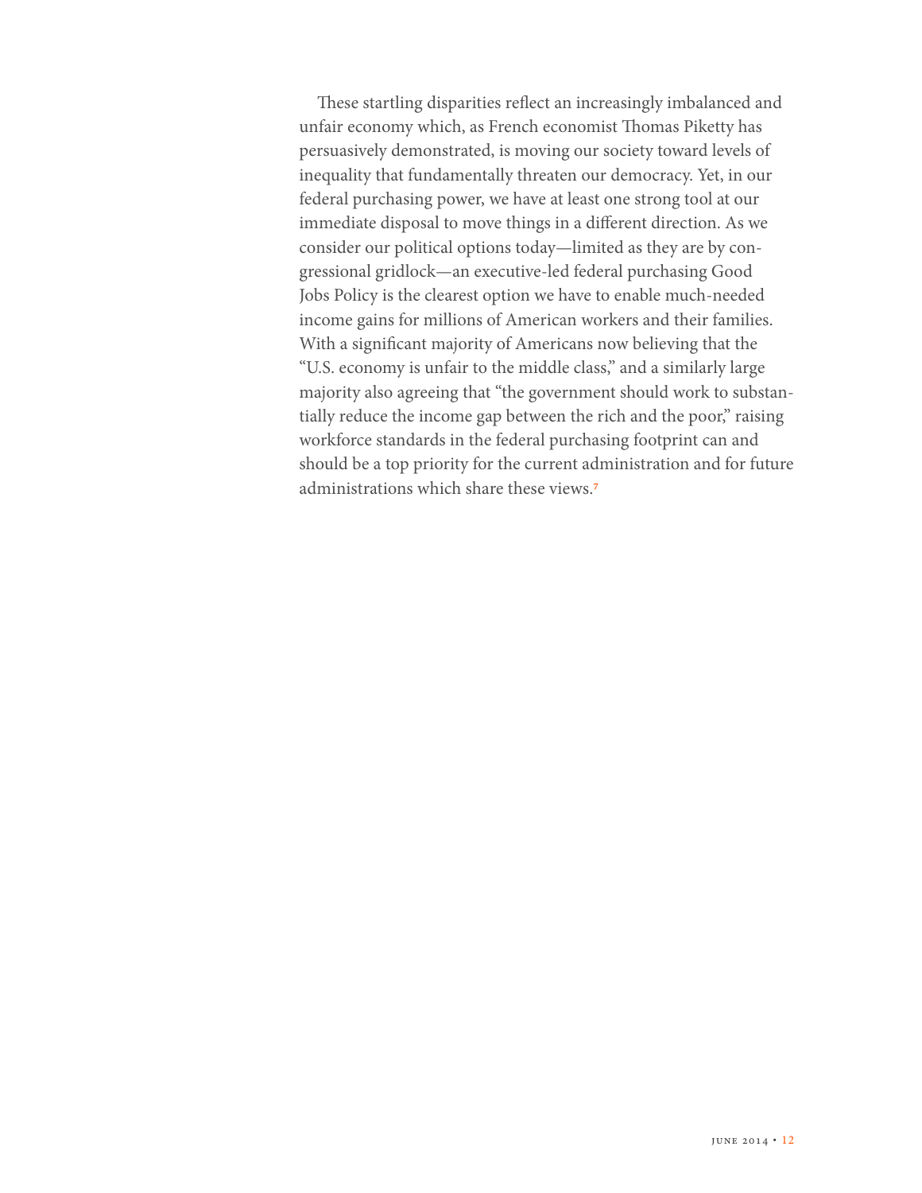These startling disparities reflect an increasingly imbalanced and unfair economy which, as French economist Thomas Piketty has persuasively demonstrated, is moving our society toward levels of inequality that fundamentally threaten our democracy. Yet, in our federal purchasing power, we have at least one strong tool at our immediate disposal to move things in a different direction. As we consider our political options today—limited as they are by congressional gridlock—an executive-led federal purchasing Good Jobs Policy is the clearest option we have to enable much-needed income gains for millions of American workers and their families. With a significant majority of Americans now believing that the "U.S. economy is unfair to the middle class," and a similarly large majority also agreeing that "the government should work to substantially reduce the income gap between the rich and the poor," raising workforce standards in the federal purchasing footprint can and should be a top priority for the current administration and for future administrations which share these views.[7]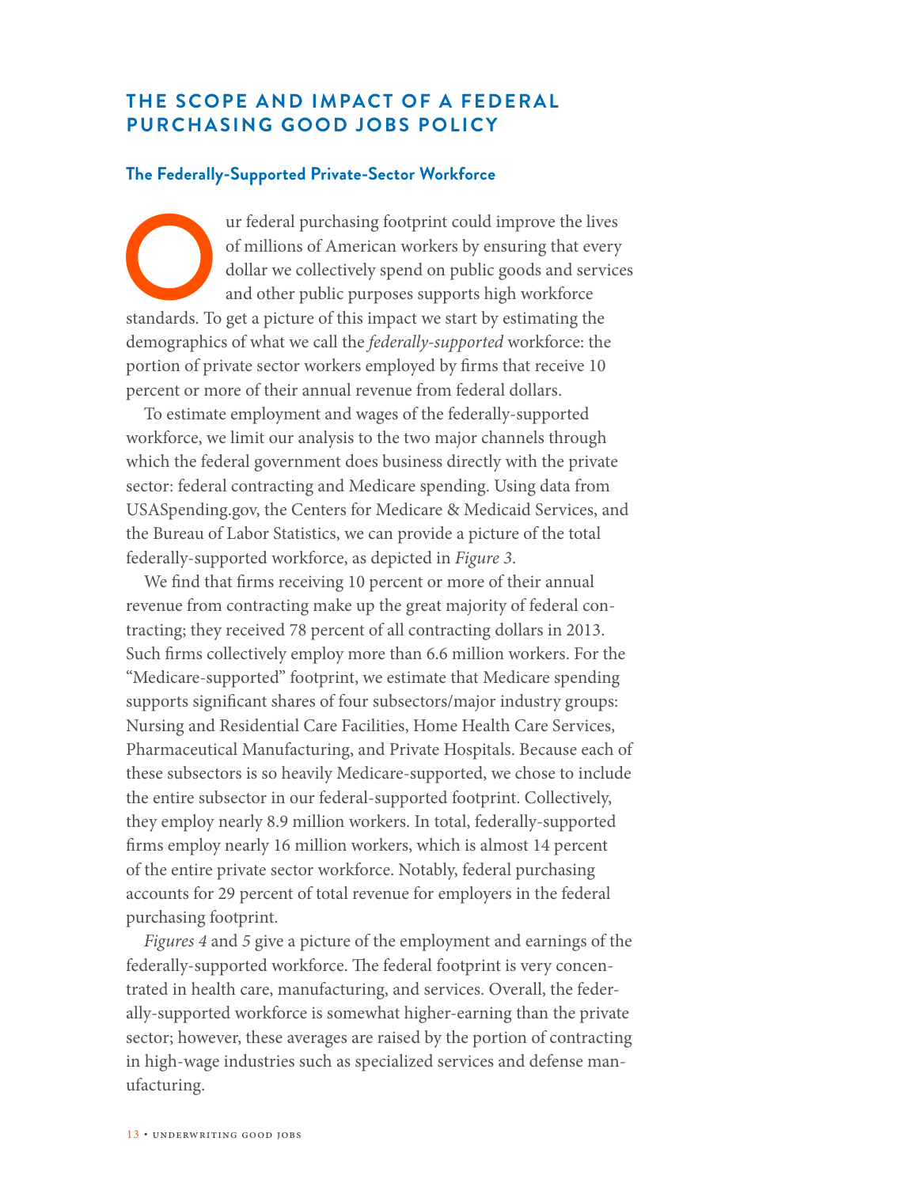## THE SCOPE AND IMPACT OF A FEDERAL PURCHASING GOOD JOBS POLICY

### The Federally-Supported Private-Sector Workforce

Our federal purchasing footprint could improve the lives of millions of American workers by ensuring that every dollar we collectively spend on public goods and services and other public purposes supports high workforce standards. To get a picture of this impact we start by estimating the demographics of what we call the *federally-supported* workforce: the portion of private sector workers employed by firms that receive 10 percent or more of their annual revenue from federal dollars.

To estimate employment and wages of the federally-supported workforce, we limit our analysis to the two major channels through which the federal government does business directly with the private sector: federal contracting and Medicare spending. Using data from USASpending.gov, the Centers for Medicare & Medicaid Services, and the Bureau of Labor Statistics, we can provide a picture of the total federally-supported workforce, as depicted in *Figure 3*.

We find that firms receiving 10 percent or more of their annual revenue from contracting make up the great majority of federal contracting; they received 78 percent of all contracting dollars in 2013. Such firms collectively employ more than 6.6 million workers. For the "Medicare-supported" footprint, we estimate that Medicare spending supports significant shares of four subsectors/major industry groups: Nursing and Residential Care Facilities, Home Health Care Services, Pharmaceutical Manufacturing, and Private Hospitals. Because each of these subsectors is so heavily Medicare-supported, we chose to include the entire subsector in our federal-supported footprint. Collectively, they employ nearly 8.9 million workers. In total, federally-supported firms employ nearly 16 million workers, which is almost 14 percent of the entire private sector workforce. Notably, federal purchasing accounts for 29 percent of total revenue for employers in the federal purchasing footprint.

*Figures 4* and *5* give a picture of the employment and earnings of the federally-supported workforce. The federal footprint is very concentrated in health care, manufacturing, and services. Overall, the federally-supported workforce is somewhat higher-earning than the private sector; however, these averages are raised by the portion of contracting in high-wage industries such as specialized services and defense manufacturing.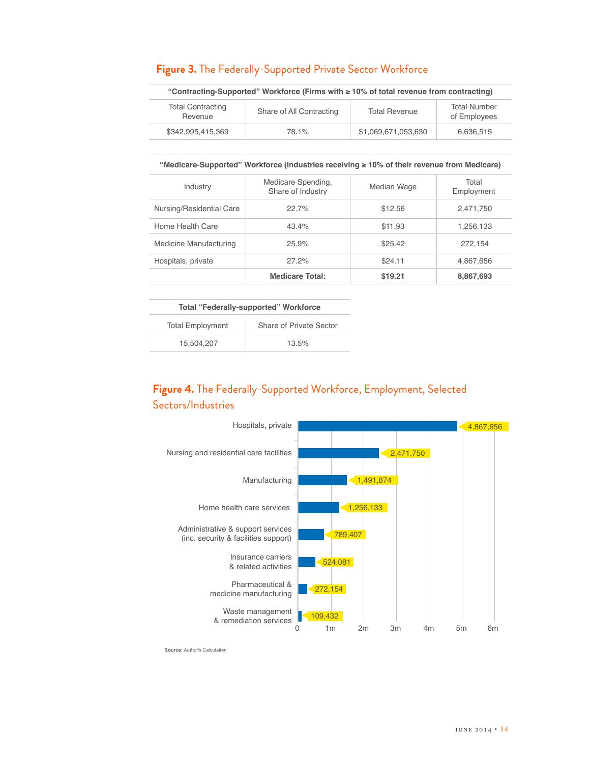**Figure 3.** The Federally-Supported Private Sector Workforce

| "Contracting-Supported" Workforce (Firms with ≥ 10% of total revenue from contracting) | | | |
|---|---|---|---|
| Total Contracting Revenue | Share of All Contracting | Total Revenue | Total Number of Employees |
| $342,995,415,369 | 78.1% | $1,069,671,053,630 | 6,636,515 |

| "Medicare-Supported" Workforce (Industries receiving ≥ 10% of their revenue from Medicare) | | | |
|---|---|---|---|
| Industry | Medicare Spending, Share of Industry | Median Wage | Total Employment |
| Nursing/Residential Care | 22.7% | $12.56 | 2,471,750 |
| Home Health Care | 43.4% | $11.93 | 1,256,133 |
| Medicine Manufacturing | 25.9% | $25.42 | 272,154 |
| Hospitals, private | 27.2% | $24.11 | 4,867,656 |
| | **Medicare Total:** | **$19.21** | **8,867,693** |

| Total "Federally-supported" Workforce | |
|---|---|
| Total Employment | Share of Private Sector |
| 15,504,207 | 13.5% |

**Figure 4.** The Federally-Supported Workforce, Employment, Selected Sectors/Industries

| Sector/Industry | Employment |
|---|---|
| Hospitals, private | 4,867,656 |
| Nursing and residential care facilities | 2,471,750 |
| Manufacturing | 1,491,874 |
| Home health care services | 1,256,133 |
| Administrative & support services (inc. security & facilities support) | 789,407 |
| Insurance carriers & related activities | 524,081 |
| Pharmaceutical & medicine manufacturing | 272,154 |
| Waste management & remediation services | 109,432 |

**Source:** Author's Calculation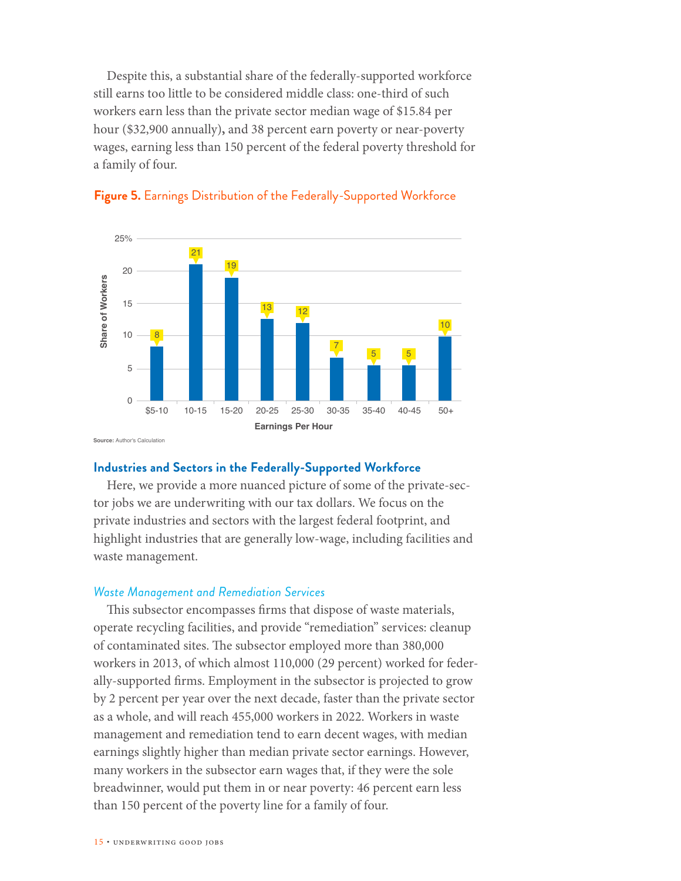Despite this, a substantial share of the federally-supported workforce still earns too little to be considered middle class: one-third of such workers earn less than the private sector median wage of $15.84 per hour ($32,900 annually), and 38 percent earn poverty or near-poverty wages, earning less than 150 percent of the federal poverty threshold for a family of four.

**Figure 5.** Earnings Distribution of the Federally-Supported Workforce

| Earnings Per Hour | Share of Workers (%) |
|---|---|
| $5-10 | 8 |
| 10-15 | 21 |
| 15-20 | 19 |
| 20-25 | 13 |
| 25-30 | 12 |
| 30-35 | 7 |
| 35-40 | 5 |
| 40-45 | 5 |
| 50+ | 10 |

**Source:** Author's Calculation

### Industries and Sectors in the Federally-Supported Workforce

Here, we provide a more nuanced picture of some of the private-sector jobs we are underwriting with our tax dollars. We focus on the private industries and sectors with the largest federal footprint, and highlight industries that are generally low-wage, including facilities and waste management.

#### *Waste Management and Remediation Services*

This subsector encompasses firms that dispose of waste materials, operate recycling facilities, and provide "remediation" services: cleanup of contaminated sites. The subsector employed more than 380,000 workers in 2013, of which almost 110,000 (29 percent) worked for federally-supported firms. Employment in the subsector is projected to grow by 2 percent per year over the next decade, faster than the private sector as a whole, and will reach 455,000 workers in 2022. Workers in waste management and remediation tend to earn decent wages, with median earnings slightly higher than median private sector earnings. However, many workers in the subsector earn wages that, if they were the sole breadwinner, would put them in or near poverty: 46 percent earn less than 150 percent of the poverty line for a family of four.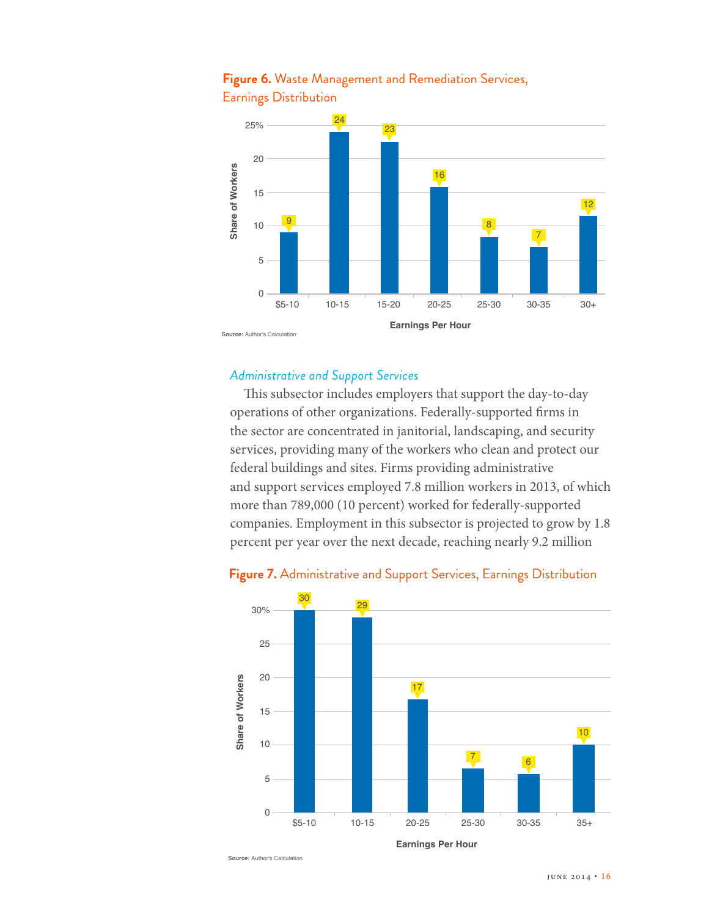**Figure 6.** Waste Management and Remediation Services, Earnings Distribution

| Earnings Per Hour | Share of Workers (%) |
|---|---|
| $5-10 | 9 |
| 10-15 | 24 |
| 15-20 | 23 |
| 20-25 | 16 |
| 25-30 | 8 |
| 30-35 | 7 |
| 30+ | 12 |

**Source:** Author's Calculation

### *Administrative and Support Services*

This subsector includes employers that support the day-to-day operations of other organizations. Federally-supported firms in the sector are concentrated in janitorial, landscaping, and security services, providing many of the workers who clean and protect our federal buildings and sites. Firms providing administrative and support services employed 7.8 million workers in 2013, of which more than 789,000 (10 percent) worked for federally-supported companies. Employment in this subsector is projected to grow by 1.8 percent per year over the next decade, reaching nearly 9.2 million

**Figure 7.** Administrative and Support Services, Earnings Distribution

| Earnings Per Hour | Share of Workers (%) |
|---|---|
| $5-10 | 30 |
| 10-15 | 29 |
| 20-25 | 17 |
| 25-30 | 7 |
| 30-35 | 6 |
| 35+ | 10 |

**Source:** Author's Calculation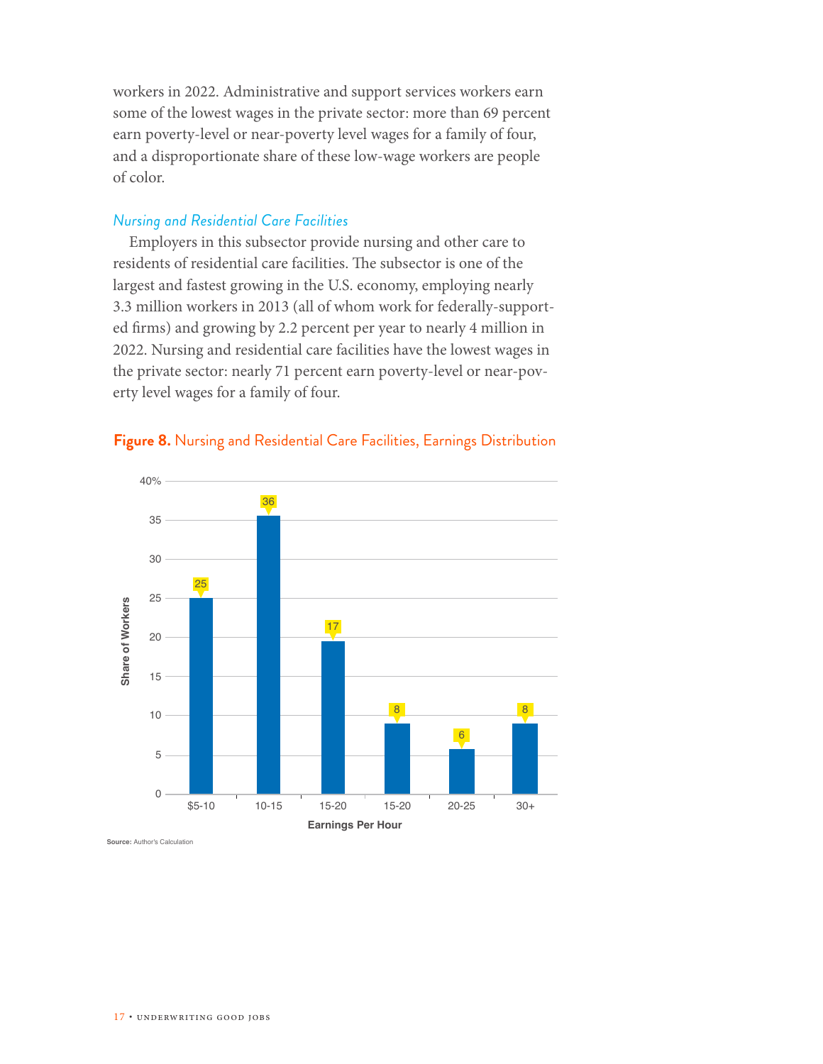workers in 2022. Administrative and support services workers earn some of the lowest wages in the private sector: more than 69 percent earn poverty-level or near-poverty level wages for a family of four, and a disproportionate share of these low-wage workers are people of color.

### *Nursing and Residential Care Facilities*

Employers in this subsector provide nursing and other care to residents of residential care facilities. The subsector is one of the largest and fastest growing in the U.S. economy, employing nearly 3.3 million workers in 2013 (all of whom work for federally-supported firms) and growing by 2.2 percent per year to nearly 4 million in 2022. Nursing and residential care facilities have the lowest wages in the private sector: nearly 71 percent earn poverty-level or near-poverty level wages for a family of four.

**Figure 8.** Nursing and Residential Care Facilities, Earnings Distribution

| Earnings Per Hour | Share of Workers (%) |
|---|---|
| $5-10 | 25 |
| 10-15 | 36 |
| 15-20 | 17 |
| 15-20 | 8 |
| 20-25 | 6 |
| 30+ | 8 |

**Source:** Author's Calculation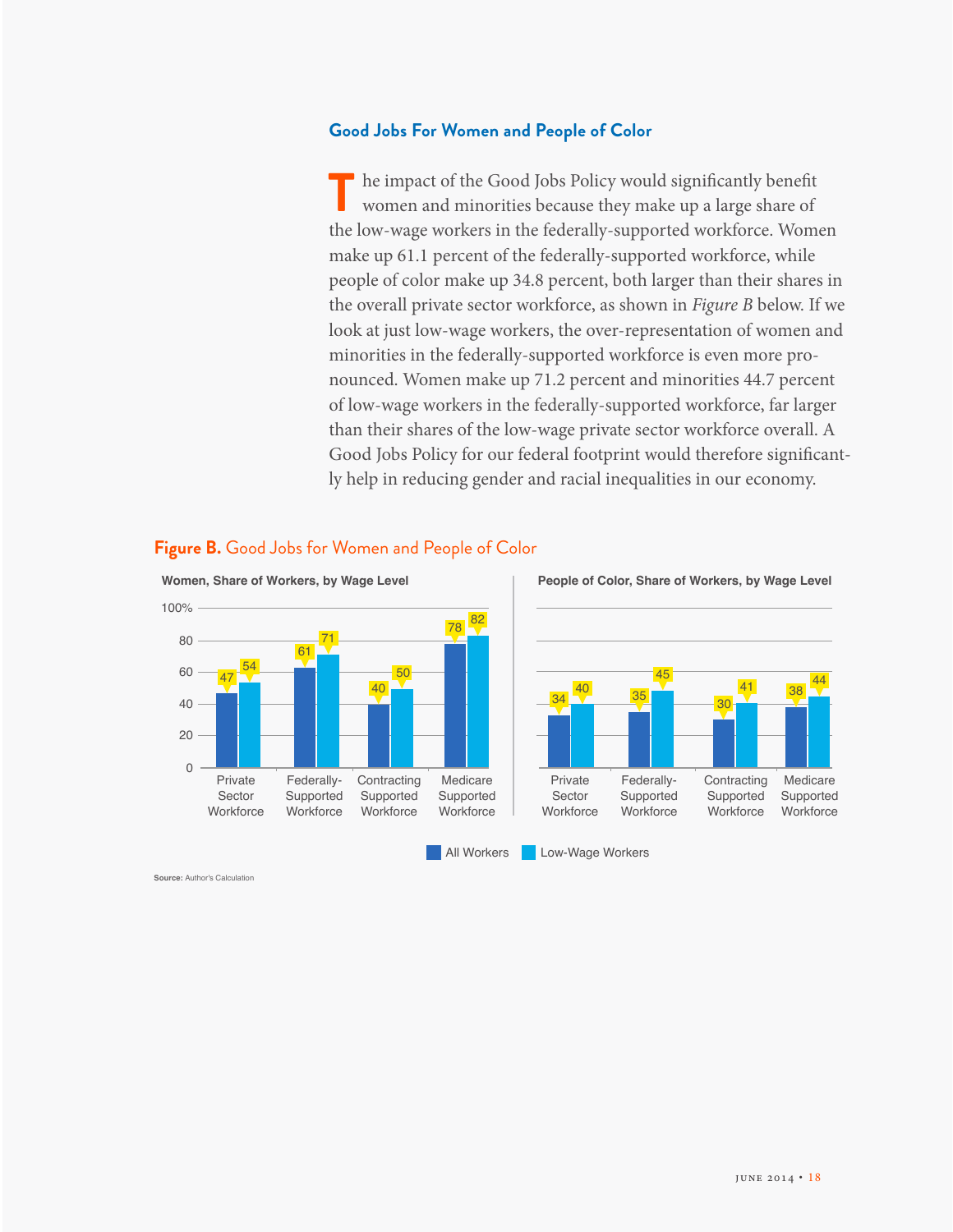## Good Jobs For Women and People of Color

The impact of the Good Jobs Policy would significantly benefit women and minorities because they make up a large share of the low-wage workers in the federally-supported workforce. Women make up 61.1 percent of the federally-supported workforce, while people of color make up 34.8 percent, both larger than their shares in the overall private sector workforce, as shown in *Figure B* below. If we look at just low-wage workers, the over-representation of women and minorities in the federally-supported workforce is even more pronounced. Women make up 71.2 percent and minorities 44.7 percent of low-wage workers in the federally-supported workforce, far larger than their shares of the low-wage private sector workforce overall. A Good Jobs Policy for our federal footprint would therefore significantly help in reducing gender and racial inequalities in our economy.

**Figure B.** Good Jobs for Women and People of Color

**Women, Share of Workers, by Wage Level**

| | All Workers | Low-Wage Workers |
|---|---|---|
| Private Sector Workforce | 47 | 54 |
| Federally-Supported Workforce | 61 | 71 |
| Contracting Supported Workforce | 40 | 50 |
| Medicare Supported Workforce | 78 | 82 |

**People of Color, Share of Workers, by Wage Level**

| | All Workers | Low-Wage Workers |
|---|---|---|
| Private Sector Workforce | 34 | 40 |
| Federally-Supported Workforce | 35 | 45 |
| Contracting Supported Workforce | 30 | 41 |
| Medicare Supported Workforce | 38 | 44 |

**Source:** Author's Calculation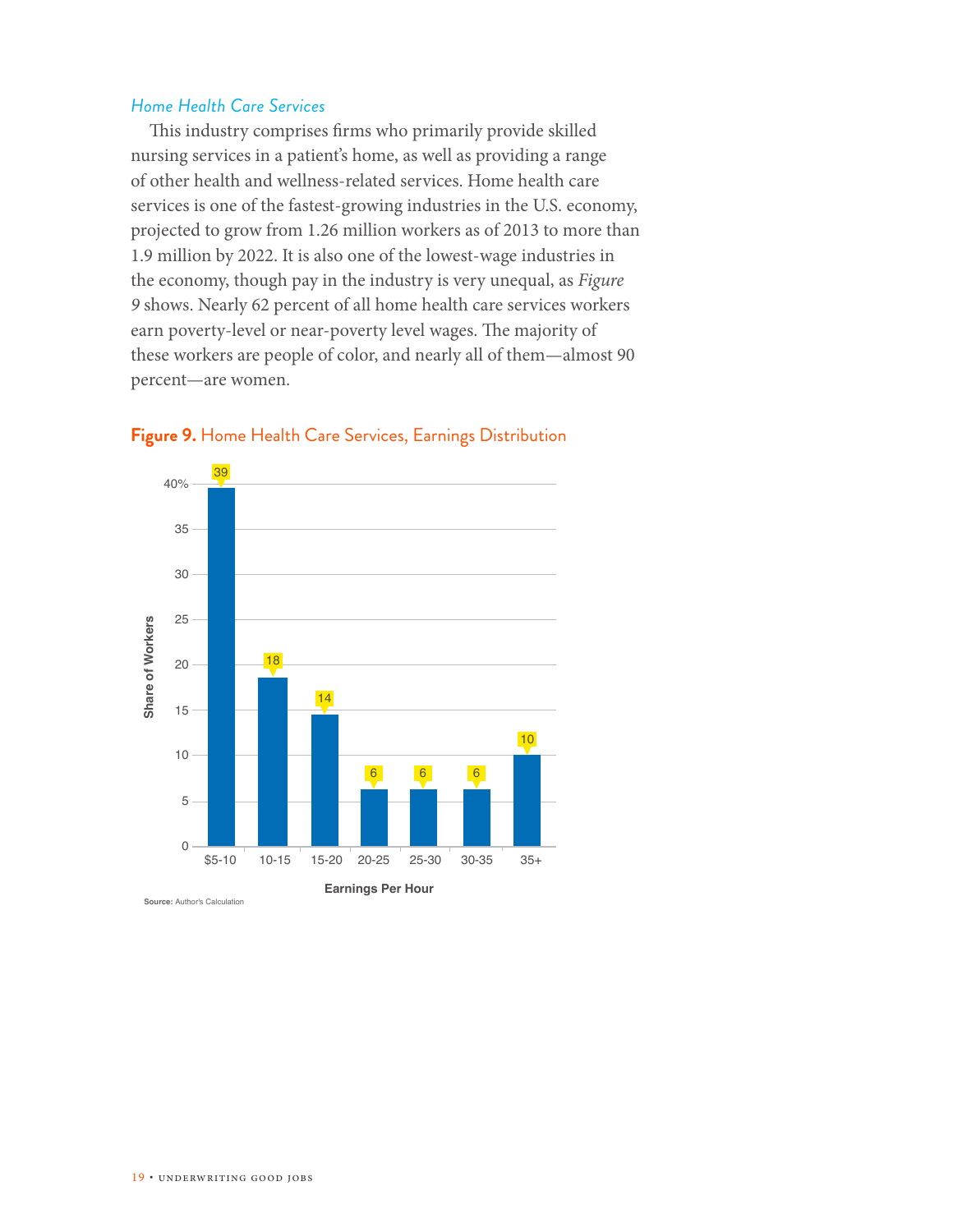### *Home Health Care Services*

This industry comprises firms who primarily provide skilled nursing services in a patient's home, as well as providing a range of other health and wellness-related services. Home health care services is one of the fastest-growing industries in the U.S. economy, projected to grow from 1.26 million workers as of 2013 to more than 1.9 million by 2022. It is also one of the lowest-wage industries in the economy, though pay in the industry is very unequal, as *Figure 9* shows. Nearly 62 percent of all home health care services workers earn poverty-level or near-poverty level wages. The majority of these workers are people of color, and nearly all of them—almost 90 percent—are women.

**Figure 9.** Home Health Care Services, Earnings Distribution

| Earnings Per Hour | Share of Workers (%) |
| --- | --- |
| $5-10 | 39 |
| 10-15 | 18 |
| 15-20 | 14 |
| 20-25 | 6 |
| 25-30 | 6 |
| 30-35 | 6 |
| 35+ | 10 |

**Source:** Author's Calculation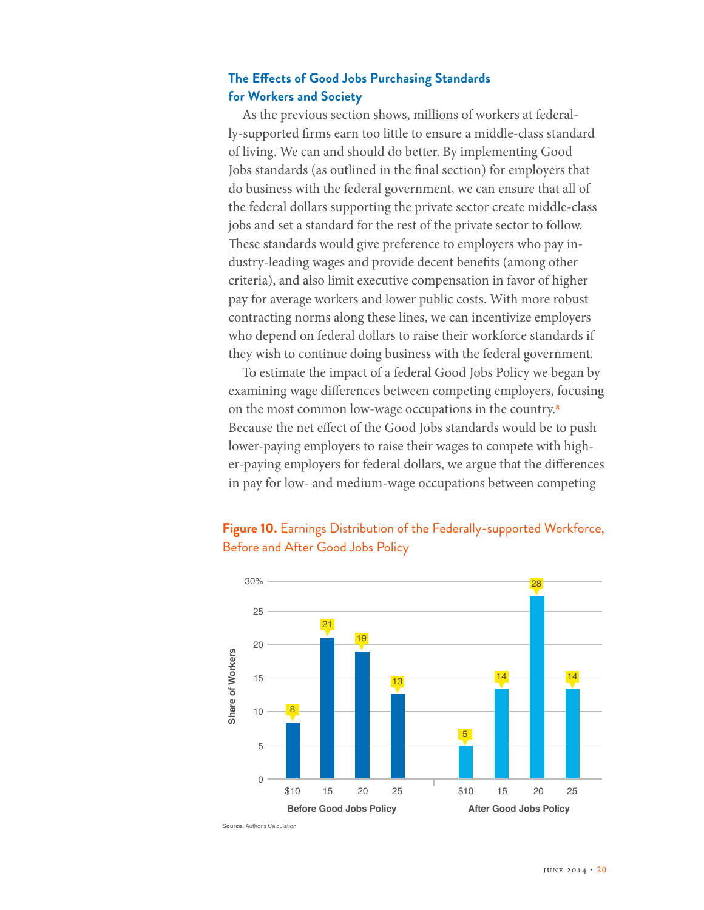### The Effects of Good Jobs Purchasing Standards for Workers and Society

As the previous section shows, millions of workers at federally-supported firms earn too little to ensure a middle-class standard of living. We can and should do better. By implementing Good Jobs standards (as outlined in the final section) for employers that do business with the federal government, we can ensure that all of the federal dollars supporting the private sector create middle-class jobs and set a standard for the rest of the private sector to follow. These standards would give preference to employers who pay industry-leading wages and provide decent benefits (among other criteria), and also limit executive compensation in favor of higher pay for average workers and lower public costs. With more robust contracting norms along these lines, we can incentivize employers who depend on federal dollars to raise their workforce standards if they wish to continue doing business with the federal government.

To estimate the impact of a federal Good Jobs Policy we began by examining wage differences between competing employers, focusing on the most common low-wage occupations in the country.[8] Because the net effect of the Good Jobs standards would be to push lower-paying employers to raise their wages to compete with higher-paying employers for federal dollars, we argue that the differences in pay for low- and medium-wage occupations between competing

**Figure 10.** Earnings Distribution of the Federally-supported Workforce, Before and After Good Jobs Policy

| Share of Workers (%) | $10 | 15 | 20 | 25 |
|---|---|---|---|---|
| Before Good Jobs Policy | 8 | 21 | 19 | 13 |
| After Good Jobs Policy | 5 | 14 | 28 | 14 |

**Source:** Author's Calculation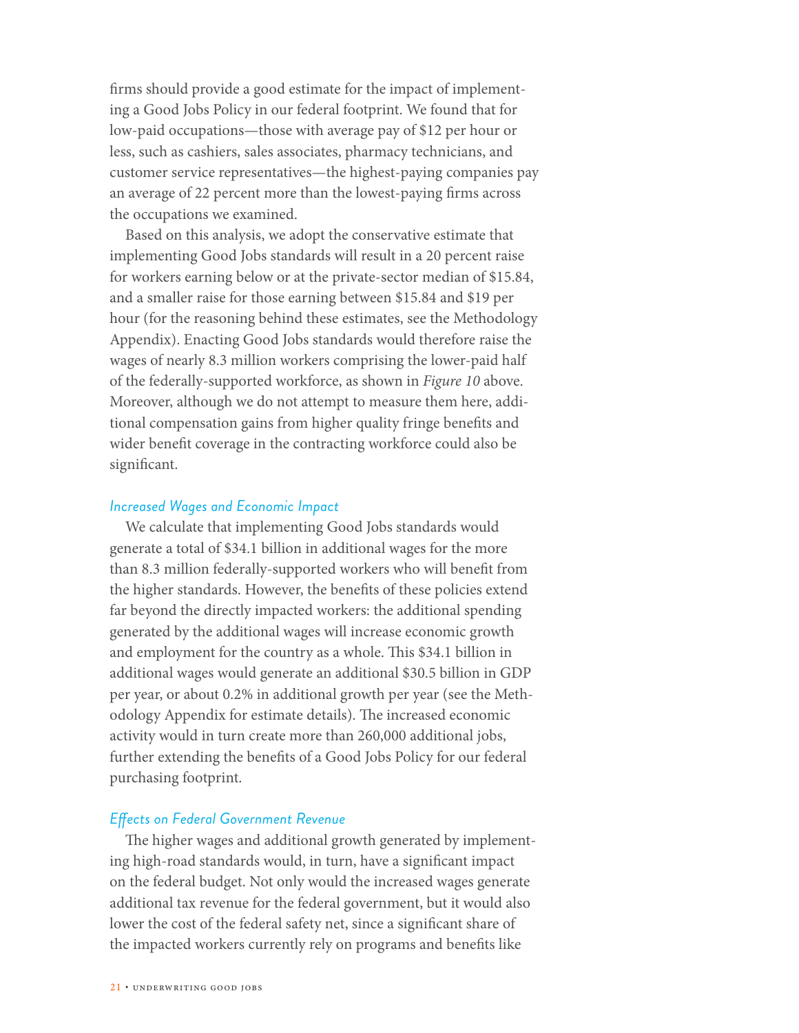firms should provide a good estimate for the impact of implementing a Good Jobs Policy in our federal footprint. We found that for low-paid occupations—those with average pay of $12 per hour or less, such as cashiers, sales associates, pharmacy technicians, and customer service representatives—the highest-paying companies pay an average of 22 percent more than the lowest-paying firms across the occupations we examined.

Based on this analysis, we adopt the conservative estimate that implementing Good Jobs standards will result in a 20 percent raise for workers earning below or at the private-sector median of $15.84, and a smaller raise for those earning between $15.84 and $19 per hour (for the reasoning behind these estimates, see the Methodology Appendix). Enacting Good Jobs standards would therefore raise the wages of nearly 8.3 million workers comprising the lower-paid half of the federally-supported workforce, as shown in *Figure 10* above. Moreover, although we do not attempt to measure them here, additional compensation gains from higher quality fringe benefits and wider benefit coverage in the contracting workforce could also be significant.

### *Increased Wages and Economic Impact*

We calculate that implementing Good Jobs standards would generate a total of $34.1 billion in additional wages for the more than 8.3 million federally-supported workers who will benefit from the higher standards. However, the benefits of these policies extend far beyond the directly impacted workers: the additional spending generated by the additional wages will increase economic growth and employment for the country as a whole. This $34.1 billion in additional wages would generate an additional $30.5 billion in GDP per year, or about 0.2% in additional growth per year (see the Methodology Appendix for estimate details). The increased economic activity would in turn create more than 260,000 additional jobs, further extending the benefits of a Good Jobs Policy for our federal purchasing footprint.

### *Effects on Federal Government Revenue*

The higher wages and additional growth generated by implementing high-road standards would, in turn, have a significant impact on the federal budget. Not only would the increased wages generate additional tax revenue for the federal government, but it would also lower the cost of the federal safety net, since a significant share of the impacted workers currently rely on programs and benefits like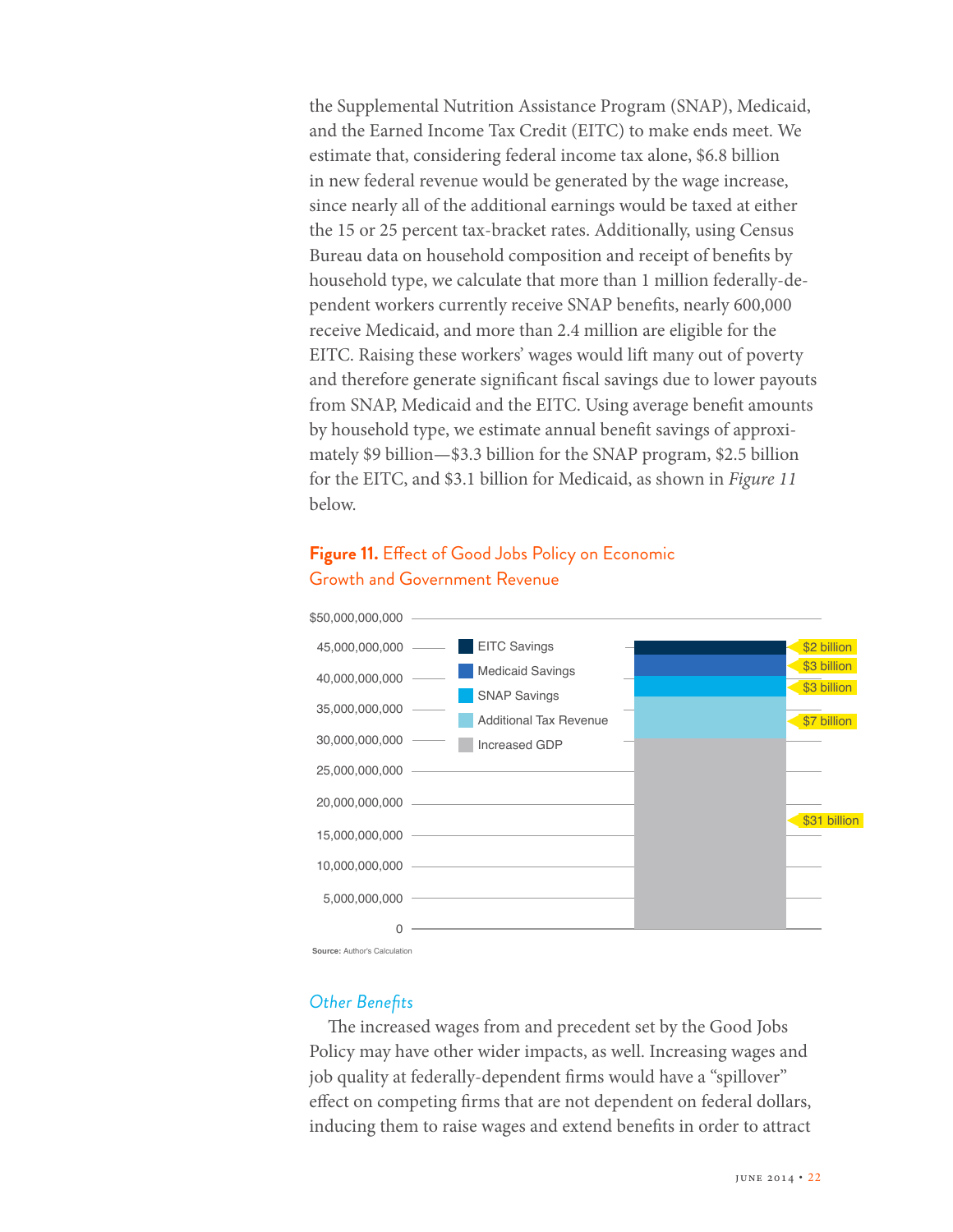the Supplemental Nutrition Assistance Program (SNAP), Medicaid, and the Earned Income Tax Credit (EITC) to make ends meet. We estimate that, considering federal income tax alone, $6.8 billion in new federal revenue would be generated by the wage increase, since nearly all of the additional earnings would be taxed at either the 15 or 25 percent tax-bracket rates. Additionally, using Census Bureau data on household composition and receipt of benefits by household type, we calculate that more than 1 million federally-dependent workers currently receive SNAP benefits, nearly 600,000 receive Medicaid, and more than 2.4 million are eligible for the EITC. Raising these workers' wages would lift many out of poverty and therefore generate significant fiscal savings due to lower payouts from SNAP, Medicaid and the EITC. Using average benefit amounts by household type, we estimate annual benefit savings of approximately $9 billion—$3.3 billion for the SNAP program, $2.5 billion for the EITC, and $3.1 billion for Medicaid, as shown in *Figure 11* below.

**Figure 11.** Effect of Good Jobs Policy on Economic Growth and Government Revenue

| Component | Amount |
|---|---|
| EITC Savings | $2 billion |
| Medicaid Savings | $3 billion |
| SNAP Savings | $3 billion |
| Additional Tax Revenue | $7 billion |
| Increased GDP | $31 billion |

**Source:** Author's Calculation

### *Other Benefits*

The increased wages from and precedent set by the Good Jobs Policy may have other wider impacts, as well. Increasing wages and job quality at federally-dependent firms would have a "spillover" effect on competing firms that are not dependent on federal dollars, inducing them to raise wages and extend benefits in order to attract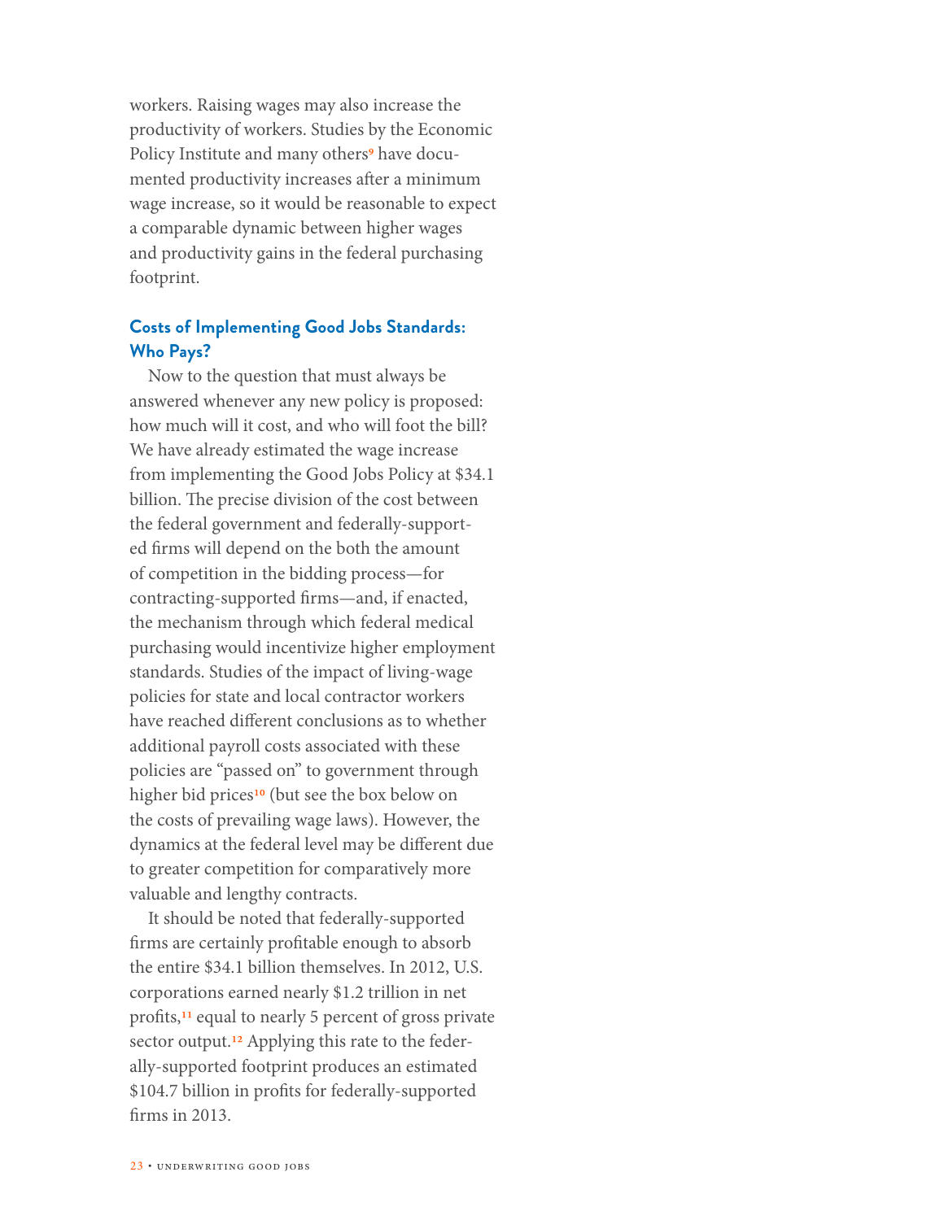workers. Raising wages may also increase the productivity of workers. Studies by the Economic Policy Institute and many others[9] have documented productivity increases after a minimum wage increase, so it would be reasonable to expect a comparable dynamic between higher wages and productivity gains in the federal purchasing footprint.

### Costs of Implementing Good Jobs Standards: Who Pays?

Now to the question that must always be answered whenever any new policy is proposed: how much will it cost, and who will foot the bill? We have already estimated the wage increase from implementing the Good Jobs Policy at $34.1 billion. The precise division of the cost between the federal government and federally-supported firms will depend on the both the amount of competition in the bidding process—for contracting-supported firms—and, if enacted, the mechanism through which federal medical purchasing would incentivize higher employment standards. Studies of the impact of living-wage policies for state and local contractor workers have reached different conclusions as to whether additional payroll costs associated with these policies are "passed on" to government through higher bid prices[10] (but see the box below on the costs of prevailing wage laws). However, the dynamics at the federal level may be different due to greater competition for comparatively more valuable and lengthy contracts.

It should be noted that federally-supported firms are certainly profitable enough to absorb the entire $34.1 billion themselves. In 2012, U.S. corporations earned nearly $1.2 trillion in net profits,[11] equal to nearly 5 percent of gross private sector output.[12] Applying this rate to the federally-supported footprint produces an estimated $104.7 billion in profits for federally-supported firms in 2013.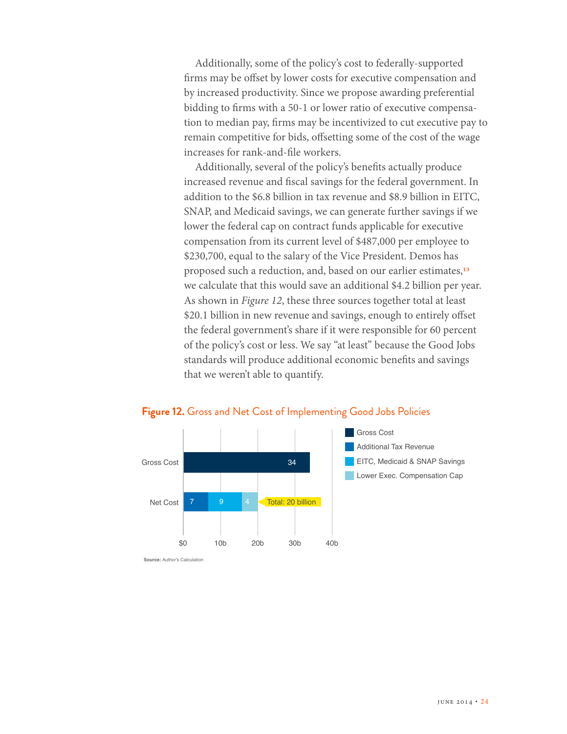Additionally, some of the policy's cost to federally-supported firms may be offset by lower costs for executive compensation and by increased productivity. Since we propose awarding preferential bidding to firms with a 50-1 or lower ratio of executive compensation to median pay, firms may be incentivized to cut executive pay to remain competitive for bids, offsetting some of the cost of the wage increases for rank-and-file workers.

Additionally, several of the policy's benefits actually produce increased revenue and fiscal savings for the federal government. In addition to the $6.8 billion in tax revenue and $8.9 billion in EITC, SNAP, and Medicaid savings, we can generate further savings if we lower the federal cap on contract funds applicable for executive compensation from its current level of $487,000 per employee to $230,700, equal to the salary of the Vice President. Demos has proposed such a reduction, and, based on our earlier estimates,[13] we calculate that this would save an additional $4.2 billion per year. As shown in *Figure 12*, these three sources together total at least $20.1 billion in new revenue and savings, enough to entirely offset the federal government's share if it were responsible for 60 percent of the policy's cost or less. We say "at least" because the Good Jobs standards will produce additional economic benefits and savings that we weren't able to quantify.

**Figure 12.** Gross and Net Cost of Implementing Good Jobs Policies

| | Gross Cost | Additional Tax Revenue | EITC, Medicaid & SNAP Savings | Lower Exec. Compensation Cap | Total |
|---|---|---|---|---|---|
| Gross Cost | 34 | | | | |
| Net Cost | | 7 | 9 | 4 | Total: 20 billion |

**Source:** Author's Calculation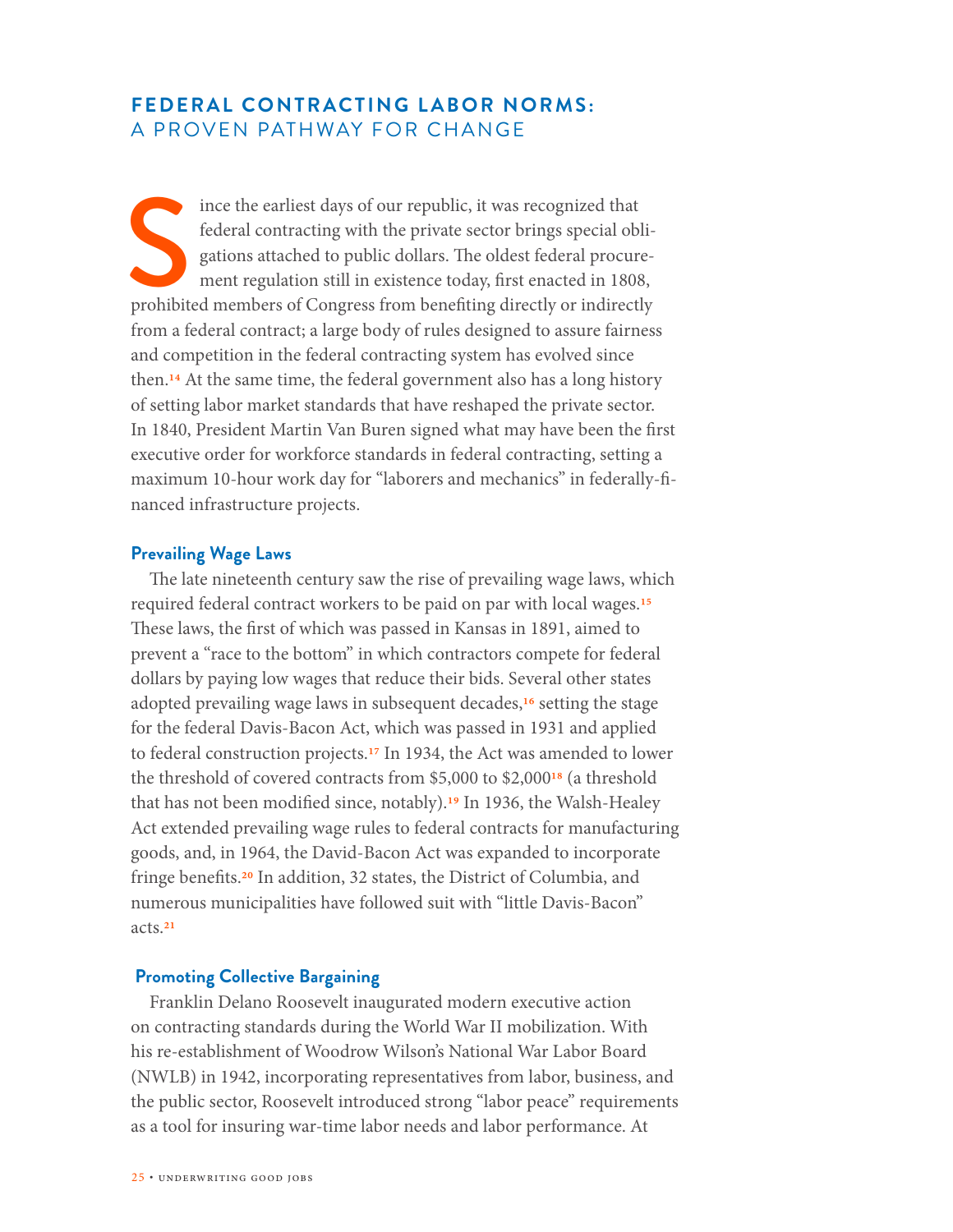## FEDERAL CONTRACTING LABOR NORMS: A PROVEN PATHWAY FOR CHANGE

Since the earliest days of our republic, it was recognized that federal contracting with the private sector brings special obligations attached to public dollars. The oldest federal procurement regulation still in existence today, first enacted in 1808, prohibited members of Congress from benefiting directly or indirectly from a federal contract; a large body of rules designed to assure fairness and competition in the federal contracting system has evolved since then.[14] At the same time, the federal government also has a long history of setting labor market standards that have reshaped the private sector. In 1840, President Martin Van Buren signed what may have been the first executive order for workforce standards in federal contracting, setting a maximum 10-hour work day for "laborers and mechanics" in federally-financed infrastructure projects.

### Prevailing Wage Laws

The late nineteenth century saw the rise of prevailing wage laws, which required federal contract workers to be paid on par with local wages.[15] These laws, the first of which was passed in Kansas in 1891, aimed to prevent a "race to the bottom" in which contractors compete for federal dollars by paying low wages that reduce their bids. Several other states adopted prevailing wage laws in subsequent decades,[16] setting the stage for the federal Davis-Bacon Act, which was passed in 1931 and applied to federal construction projects.[17] In 1934, the Act was amended to lower the threshold of covered contracts from $5,000 to $2,000[18] (a threshold that has not been modified since, notably).[19] In 1936, the Walsh-Healey Act extended prevailing wage rules to federal contracts for manufacturing goods, and, in 1964, the David-Bacon Act was expanded to incorporate fringe benefits.[20] In addition, 32 states, the District of Columbia, and numerous municipalities have followed suit with "little Davis-Bacon" acts.[21]

### Promoting Collective Bargaining

Franklin Delano Roosevelt inaugurated modern executive action on contracting standards during the World War II mobilization. With his re-establishment of Woodrow Wilson's National War Labor Board (NWLB) in 1942, incorporating representatives from labor, business, and the public sector, Roosevelt introduced strong "labor peace" requirements as a tool for insuring war-time labor needs and labor performance. At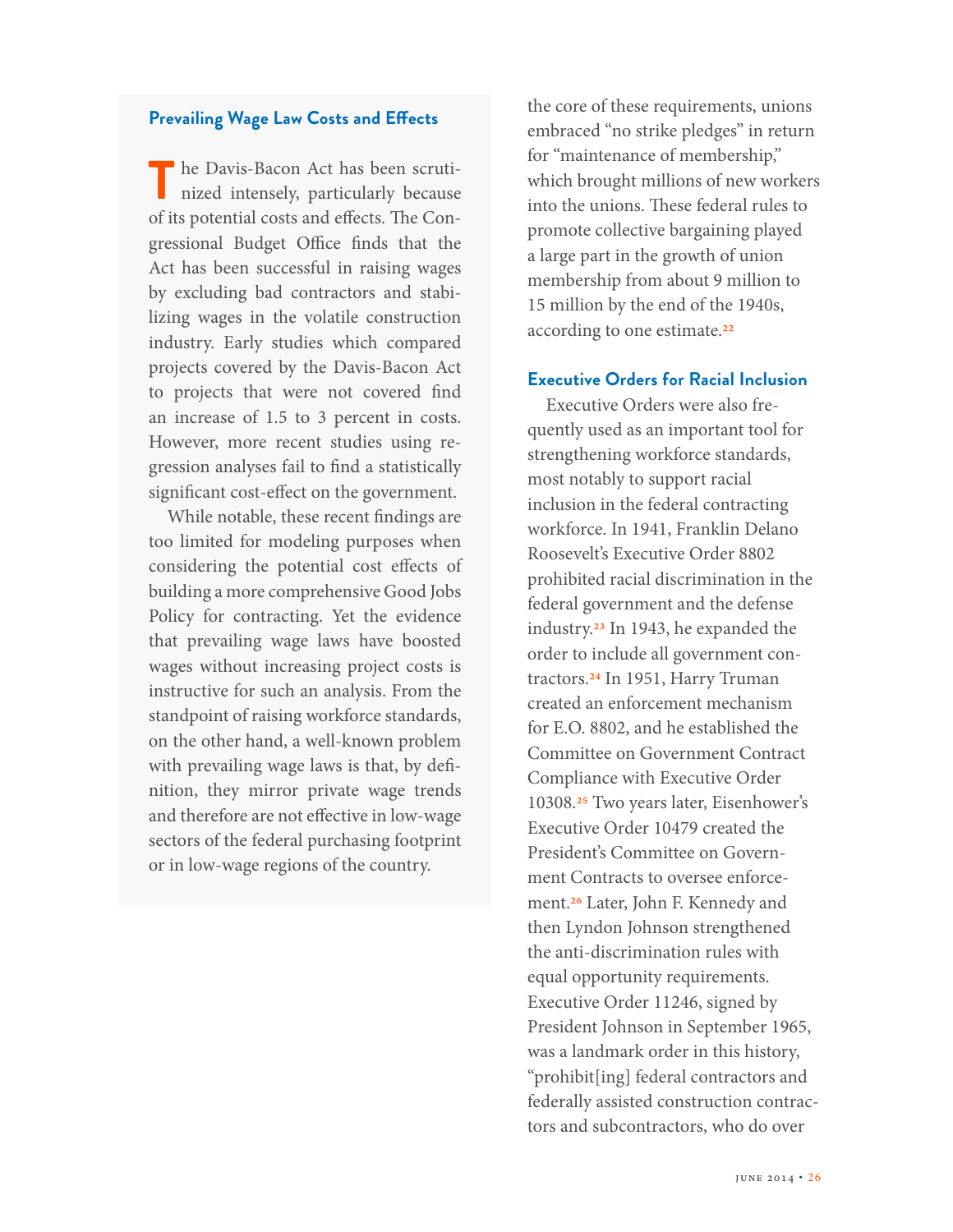## Prevailing Wage Law Costs and Effects

The Davis-Bacon Act has been scrutinized intensely, particularly because of its potential costs and effects. The Congressional Budget Office finds that the Act has been successful in raising wages by excluding bad contractors and stabilizing wages in the volatile construction industry. Early studies which compared projects covered by the Davis-Bacon Act to projects that were not covered find an increase of 1.5 to 3 percent in costs. However, more recent studies using regression analyses fail to find a statistically significant cost-effect on the government.

While notable, these recent findings are too limited for modeling purposes when considering the potential cost effects of building a more comprehensive Good Jobs Policy for contracting. Yet the evidence that prevailing wage laws have boosted wages without increasing project costs is instructive for such an analysis. From the standpoint of raising workforce standards, on the other hand, a well-known problem with prevailing wage laws is that, by definition, they mirror private wage trends and therefore are not effective in low-wage sectors of the federal purchasing footprint or in low-wage regions of the country.

the core of these requirements, unions embraced "no strike pledges" in return for "maintenance of membership," which brought millions of new workers into the unions. These federal rules to promote collective bargaining played a large part in the growth of union membership from about 9 million to 15 million by the end of the 1940s, according to one estimate.[22]

### Executive Orders for Racial Inclusion

Executive Orders were also frequently used as an important tool for strengthening workforce standards, most notably to support racial inclusion in the federal contracting workforce. In 1941, Franklin Delano Roosevelt's Executive Order 8802 prohibited racial discrimination in the federal government and the defense industry.[23] In 1943, he expanded the order to include all government contractors.[24] In 1951, Harry Truman created an enforcement mechanism for E.O. 8802, and he established the Committee on Government Contract Compliance with Executive Order 10308.[25] Two years later, Eisenhower's Executive Order 10479 created the President's Committee on Government Contracts to oversee enforcement.[26] Later, John F. Kennedy and then Lyndon Johnson strengthened the anti-discrimination rules with equal opportunity requirements. Executive Order 11246, signed by President Johnson in September 1965, was a landmark order in this history, "prohibit[ing] federal contractors and federally assisted construction contractors and subcontractors, who do over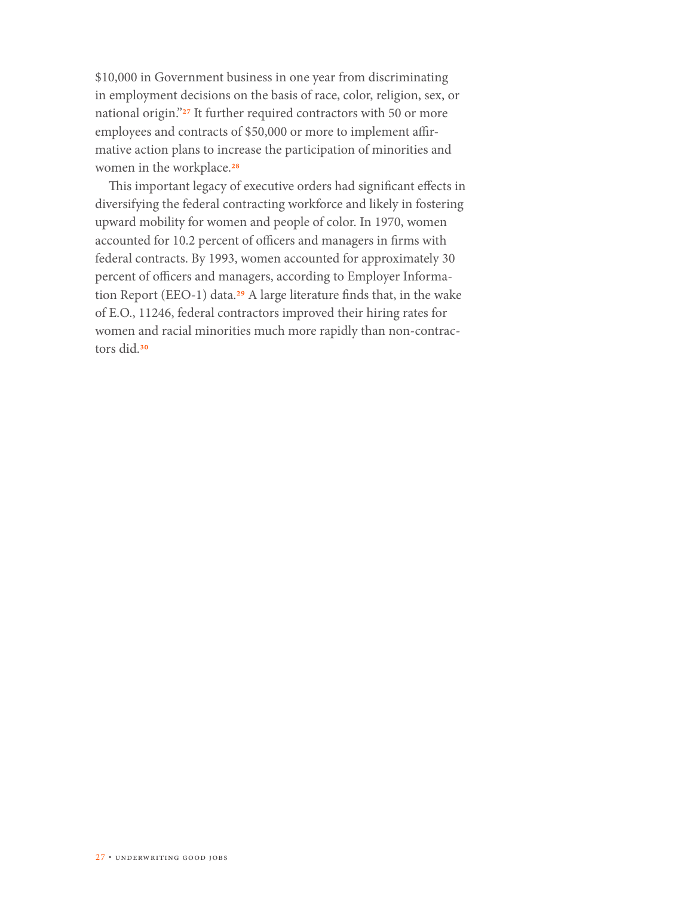$10,000 in Government business in one year from discriminating in employment decisions on the basis of race, color, religion, sex, or national origin."[27] It further required contractors with 50 or more employees and contracts of $50,000 or more to implement affirmative action plans to increase the participation of minorities and women in the workplace.[28]

This important legacy of executive orders had significant effects in diversifying the federal contracting workforce and likely in fostering upward mobility for women and people of color. In 1970, women accounted for 10.2 percent of officers and managers in firms with federal contracts. By 1993, women accounted for approximately 30 percent of officers and managers, according to Employer Information Report (EEO-1) data.[29] A large literature finds that, in the wake of E.O., 11246, federal contractors improved their hiring rates for women and racial minorities much more rapidly than non-contractors did.[30]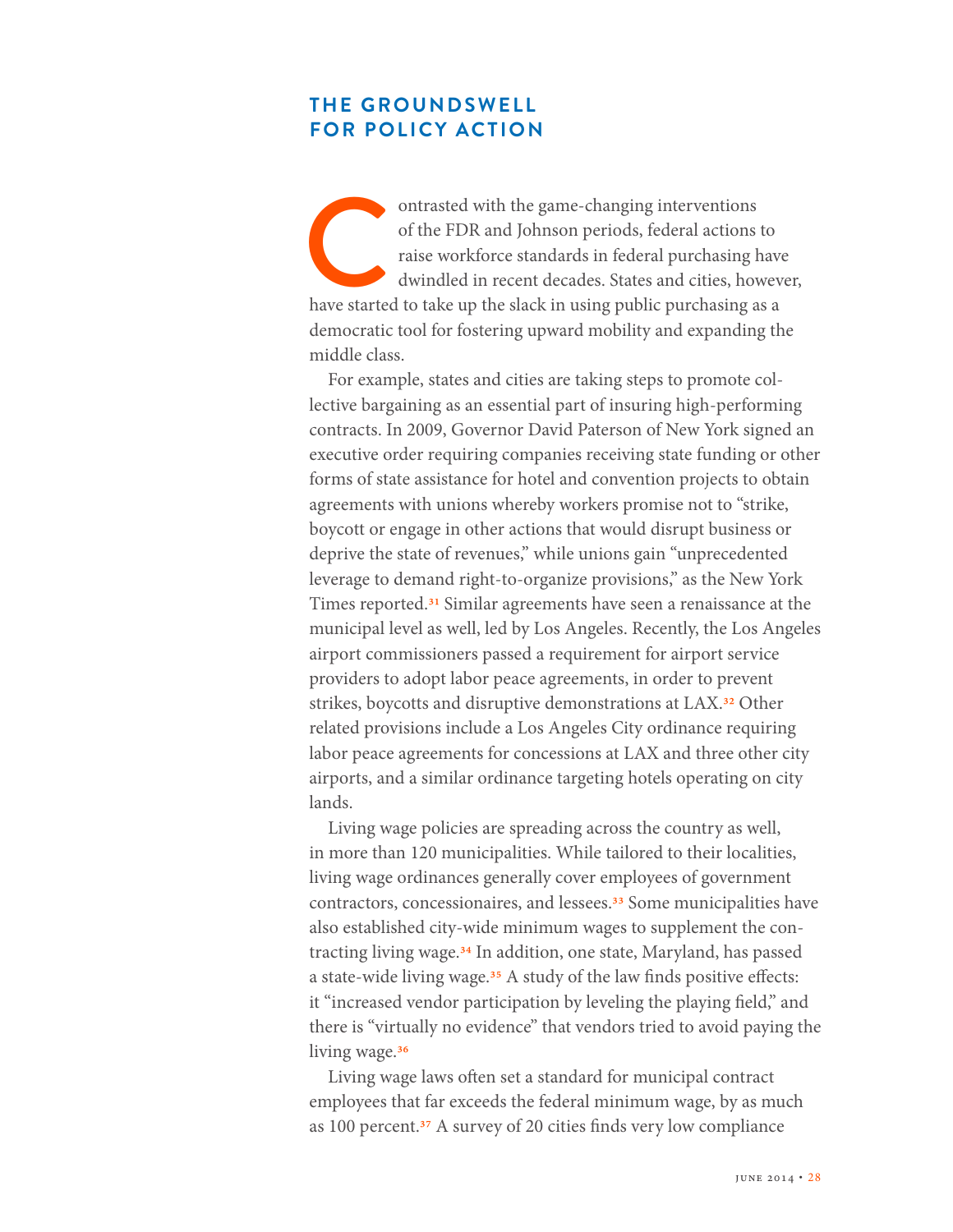## THE GROUNDSWELL FOR POLICY ACTION

Contrasted with the game-changing interventions of the FDR and Johnson periods, federal actions to raise workforce standards in federal purchasing have dwindled in recent decades. States and cities, however, have started to take up the slack in using public purchasing as a democratic tool for fostering upward mobility and expanding the middle class.

For example, states and cities are taking steps to promote collective bargaining as an essential part of insuring high-performing contracts. In 2009, Governor David Paterson of New York signed an executive order requiring companies receiving state funding or other forms of state assistance for hotel and convention projects to obtain agreements with unions whereby workers promise not to "strike, boycott or engage in other actions that would disrupt business or deprive the state of revenues," while unions gain "unprecedented leverage to demand right-to-organize provisions," as the New York Times reported.[31] Similar agreements have seen a renaissance at the municipal level as well, led by Los Angeles. Recently, the Los Angeles airport commissioners passed a requirement for airport service providers to adopt labor peace agreements, in order to prevent strikes, boycotts and disruptive demonstrations at LAX.[32] Other related provisions include a Los Angeles City ordinance requiring labor peace agreements for concessions at LAX and three other city airports, and a similar ordinance targeting hotels operating on city lands.

Living wage policies are spreading across the country as well, in more than 120 municipalities. While tailored to their localities, living wage ordinances generally cover employees of government contractors, concessionaires, and lessees.[33] Some municipalities have also established city-wide minimum wages to supplement the contracting living wage.[34] In addition, one state, Maryland, has passed a state-wide living wage.[35] A study of the law finds positive effects: it "increased vendor participation by leveling the playing field," and there is "virtually no evidence" that vendors tried to avoid paying the living wage.[36]

Living wage laws often set a standard for municipal contract employees that far exceeds the federal minimum wage, by as much as 100 percent.[37] A survey of 20 cities finds very low compliance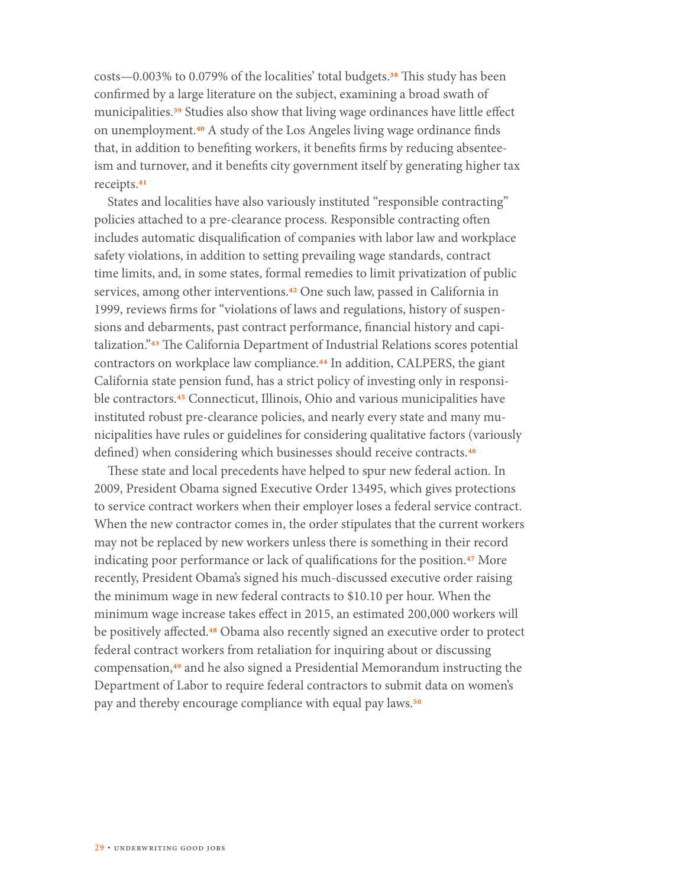costs—0.003% to 0.079% of the localities' total budgets.[38] This study has been confirmed by a large literature on the subject, examining a broad swath of municipalities.[39] Studies also show that living wage ordinances have little effect on unemployment.[40] A study of the Los Angeles living wage ordinance finds that, in addition to benefiting workers, it benefits firms by reducing absenteeism and turnover, and it benefits city government itself by generating higher tax receipts.[41]

States and localities have also variously instituted "responsible contracting" policies attached to a pre-clearance process. Responsible contracting often includes automatic disqualification of companies with labor law and workplace safety violations, in addition to setting prevailing wage standards, contract time limits, and, in some states, formal remedies to limit privatization of public services, among other interventions.[42] One such law, passed in California in 1999, reviews firms for "violations of laws and regulations, history of suspensions and debarments, past contract performance, financial history and capitalization."[43] The California Department of Industrial Relations scores potential contractors on workplace law compliance.[44] In addition, CALPERS, the giant California state pension fund, has a strict policy of investing only in responsible contractors.[45] Connecticut, Illinois, Ohio and various municipalities have instituted robust pre-clearance policies, and nearly every state and many municipalities have rules or guidelines for considering qualitative factors (variously defined) when considering which businesses should receive contracts.[46]

These state and local precedents have helped to spur new federal action. In 2009, President Obama signed Executive Order 13495, which gives protections to service contract workers when their employer loses a federal service contract. When the new contractor comes in, the order stipulates that the current workers may not be replaced by new workers unless there is something in their record indicating poor performance or lack of qualifications for the position.[47] More recently, President Obama's signed his much-discussed executive order raising the minimum wage in new federal contracts to $10.10 per hour. When the minimum wage increase takes effect in 2015, an estimated 200,000 workers will be positively affected.[48] Obama also recently signed an executive order to protect federal contract workers from retaliation for inquiring about or discussing compensation,[49] and he also signed a Presidential Memorandum instructing the Department of Labor to require federal contractors to submit data on women's pay and thereby encourage compliance with equal pay laws.[50]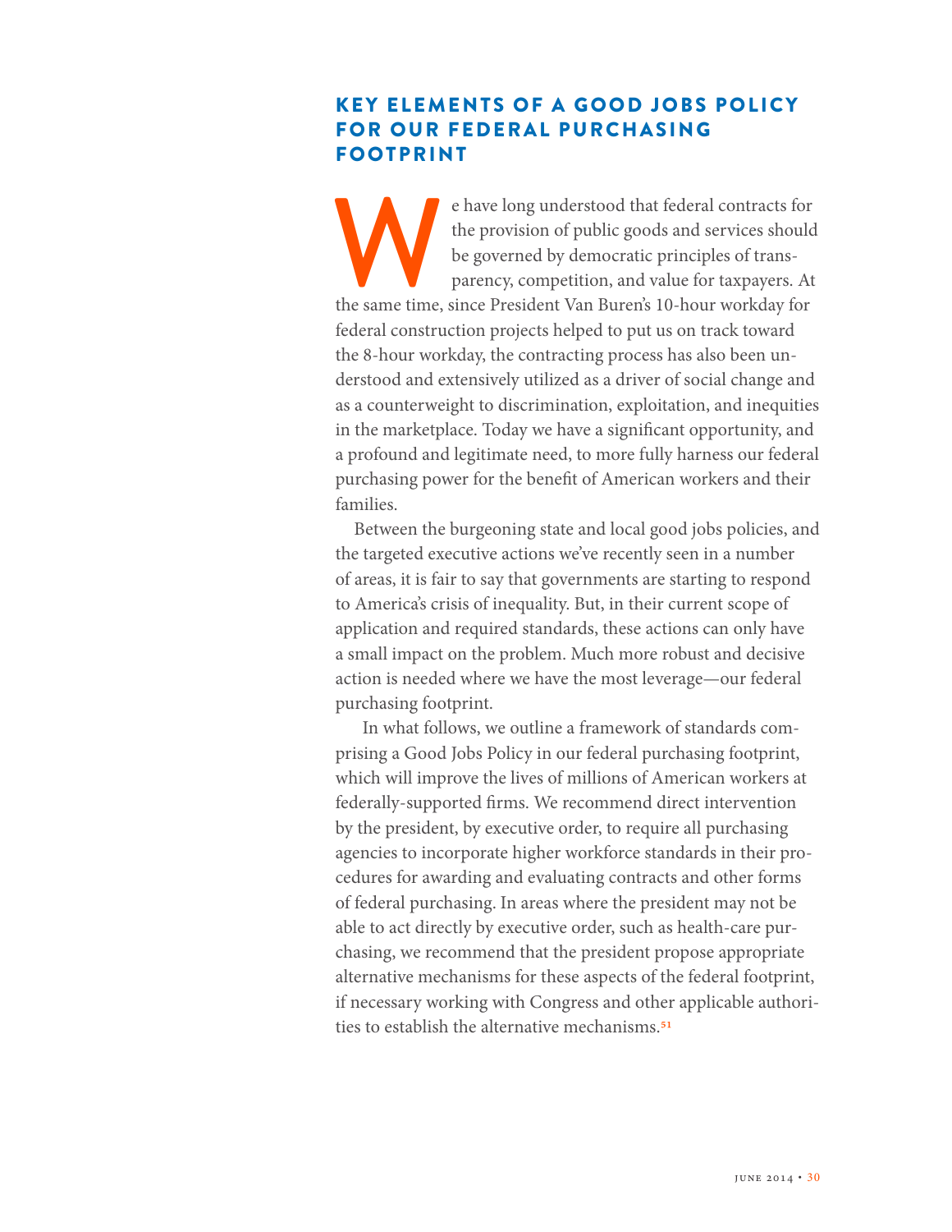## KEY ELEMENTS OF A GOOD JOBS POLICY FOR OUR FEDERAL PURCHASING FOOTPRINT

We have long understood that federal contracts for the provision of public goods and services should be governed by democratic principles of transparency, competition, and value for taxpayers. At the same time, since President Van Buren's 10-hour workday for federal construction projects helped to put us on track toward the 8-hour workday, the contracting process has also been understood and extensively utilized as a driver of social change and as a counterweight to discrimination, exploitation, and inequities in the marketplace. Today we have a significant opportunity, and a profound and legitimate need, to more fully harness our federal purchasing power for the benefit of American workers and their families.

Between the burgeoning state and local good jobs policies, and the targeted executive actions we've recently seen in a number of areas, it is fair to say that governments are starting to respond to America's crisis of inequality. But, in their current scope of application and required standards, these actions can only have a small impact on the problem. Much more robust and decisive action is needed where we have the most leverage—our federal purchasing footprint.

In what follows, we outline a framework of standards comprising a Good Jobs Policy in our federal purchasing footprint, which will improve the lives of millions of American workers at federally-supported firms. We recommend direct intervention by the president, by executive order, to require all purchasing agencies to incorporate higher workforce standards in their procedures for awarding and evaluating contracts and other forms of federal purchasing. In areas where the president may not be able to act directly by executive order, such as health-care purchasing, we recommend that the president propose appropriate alternative mechanisms for these aspects of the federal footprint, if necessary working with Congress and other applicable authorities to establish the alternative mechanisms.[51]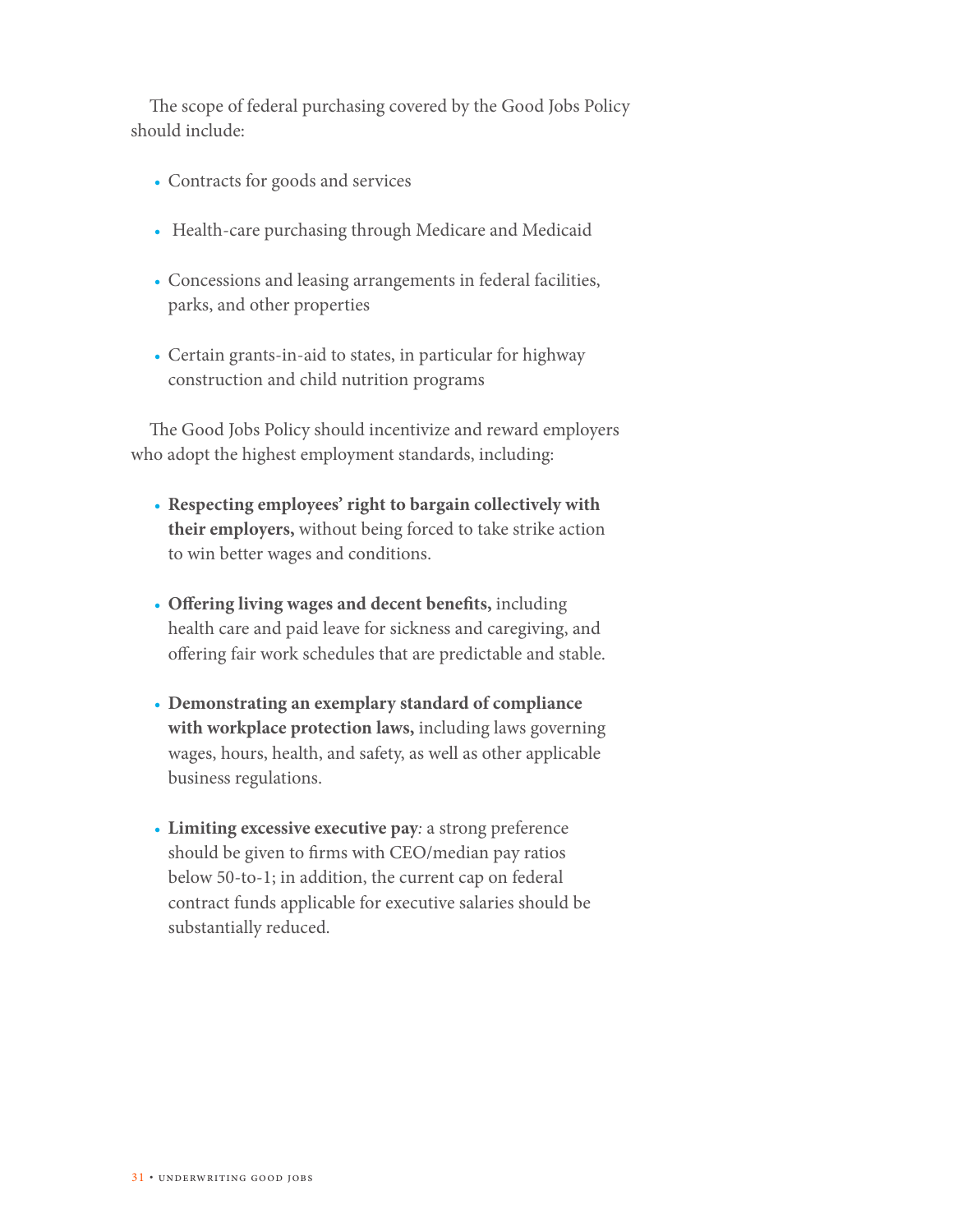The scope of federal purchasing covered by the Good Jobs Policy should include:

- Contracts for goods and services
- Health-care purchasing through Medicare and Medicaid
- Concessions and leasing arrangements in federal facilities, parks, and other properties
- Certain grants-in-aid to states, in particular for highway construction and child nutrition programs

The Good Jobs Policy should incentivize and reward employers who adopt the highest employment standards, including:

- **Respecting employees' right to bargain collectively with their employers,** without being forced to take strike action to win better wages and conditions.
- **Offering living wages and decent benefits,** including health care and paid leave for sickness and caregiving, and offering fair work schedules that are predictable and stable.
- **Demonstrating an exemplary standard of compliance with workplace protection laws,** including laws governing wages, hours, health, and safety, as well as other applicable business regulations.
- **Limiting excessive executive pay**: a strong preference should be given to firms with CEO/median pay ratios below 50-to-1; in addition, the current cap on federal contract funds applicable for executive salaries should be substantially reduced.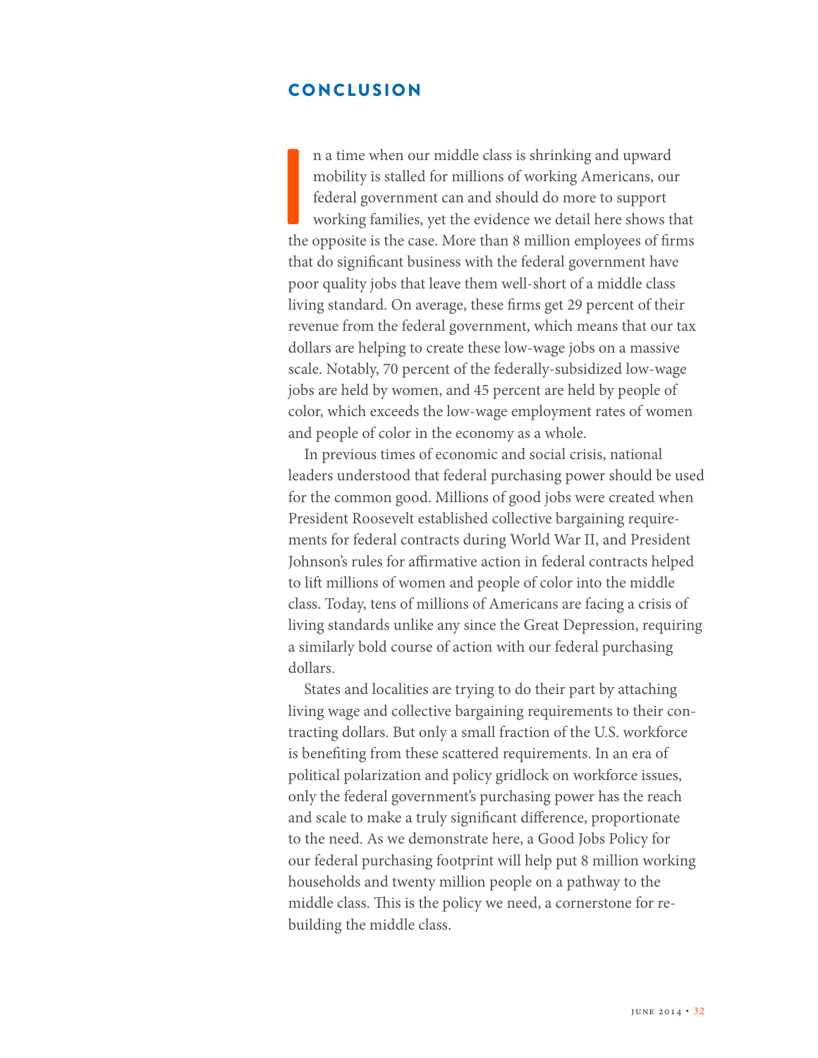## CONCLUSION

In a time when our middle class is shrinking and upward mobility is stalled for millions of working Americans, our federal government can and should do more to support working families, yet the evidence we detail here shows that the opposite is the case. More than 8 million employees of firms that do significant business with the federal government have poor quality jobs that leave them well-short of a middle class living standard. On average, these firms get 29 percent of their revenue from the federal government, which means that our tax dollars are helping to create these low-wage jobs on a massive scale. Notably, 70 percent of the federally-subsidized low-wage jobs are held by women, and 45 percent are held by people of color, which exceeds the low-wage employment rates of women and people of color in the economy as a whole.

In previous times of economic and social crisis, national leaders understood that federal purchasing power should be used for the common good. Millions of good jobs were created when President Roosevelt established collective bargaining requirements for federal contracts during World War II, and President Johnson's rules for affirmative action in federal contracts helped to lift millions of women and people of color into the middle class. Today, tens of millions of Americans are facing a crisis of living standards unlike any since the Great Depression, requiring a similarly bold course of action with our federal purchasing dollars.

States and localities are trying to do their part by attaching living wage and collective bargaining requirements to their contracting dollars. But only a small fraction of the U.S. workforce is benefiting from these scattered requirements. In an era of political polarization and policy gridlock on workforce issues, only the federal government's purchasing power has the reach and scale to make a truly significant difference, proportionate to the need. As we demonstrate here, a Good Jobs Policy for our federal purchasing footprint will help put 8 million working households and twenty million people on a pathway to the middle class. This is the policy we need, a cornerstone for rebuilding the middle class.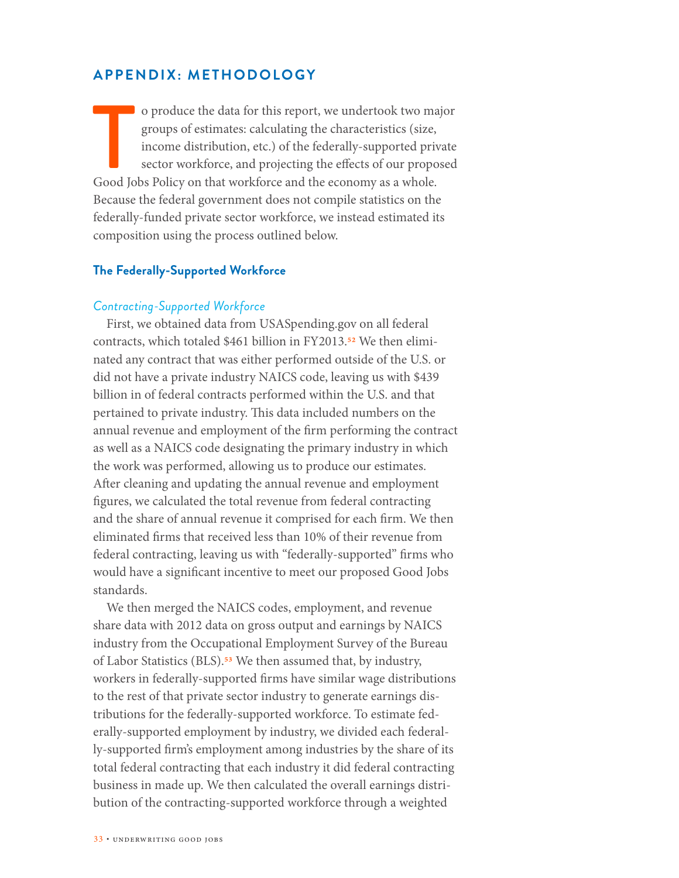## APPENDIX: METHODOLOGY

To produce the data for this report, we undertook two major groups of estimates: calculating the characteristics (size, income distribution, etc.) of the federally-supported private sector workforce, and projecting the effects of our proposed Good Jobs Policy on that workforce and the economy as a whole. Because the federal government does not compile statistics on the federally-funded private sector workforce, we instead estimated its composition using the process outlined below.

### The Federally-Supported Workforce

*Contracting-Supported Workforce*

First, we obtained data from USASpending.gov on all federal contracts, which totaled $461 billion in FY2013.[52] We then eliminated any contract that was either performed outside of the U.S. or did not have a private industry NAICS code, leaving us with $439 billion in of federal contracts performed within the U.S. and that pertained to private industry. This data included numbers on the annual revenue and employment of the firm performing the contract as well as a NAICS code designating the primary industry in which the work was performed, allowing us to produce our estimates. After cleaning and updating the annual revenue and employment figures, we calculated the total revenue from federal contracting and the share of annual revenue it comprised for each firm. We then eliminated firms that received less than 10% of their revenue from federal contracting, leaving us with "federally-supported" firms who would have a significant incentive to meet our proposed Good Jobs standards.

We then merged the NAICS codes, employment, and revenue share data with 2012 data on gross output and earnings by NAICS industry from the Occupational Employment Survey of the Bureau of Labor Statistics (BLS).[53] We then assumed that, by industry, workers in federally-supported firms have similar wage distributions to the rest of that private sector industry to generate earnings distributions for the federally-supported workforce. To estimate federally-supported employment by industry, we divided each federally-supported firm's employment among industries by the share of its total federal contracting that each industry it did federal contracting business in made up. We then calculated the overall earnings distribution of the contracting-supported workforce through a weighted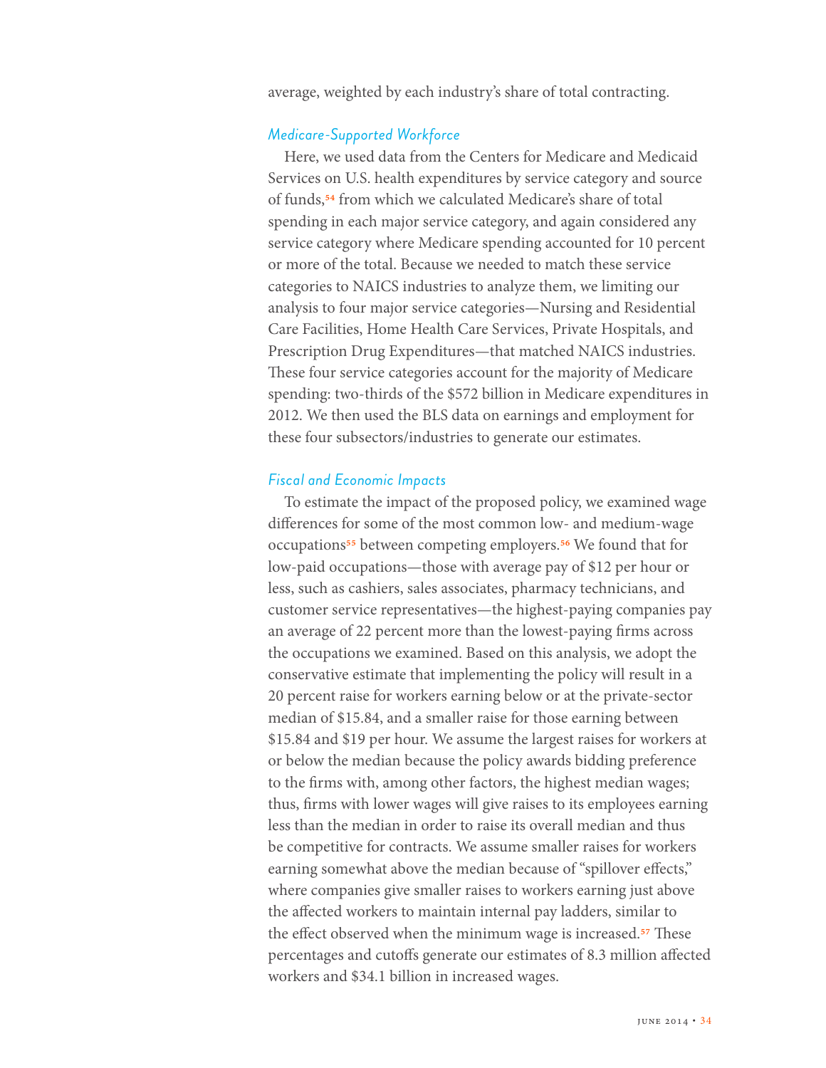average, weighted by each industry's share of total contracting.

### *Medicare-Supported Workforce*

Here, we used data from the Centers for Medicare and Medicaid Services on U.S. health expenditures by service category and source of funds,[54] from which we calculated Medicare's share of total spending in each major service category, and again considered any service category where Medicare spending accounted for 10 percent or more of the total. Because we needed to match these service categories to NAICS industries to analyze them, we limiting our analysis to four major service categories—Nursing and Residential Care Facilities, Home Health Care Services, Private Hospitals, and Prescription Drug Expenditures—that matched NAICS industries. These four service categories account for the majority of Medicare spending: two-thirds of the $572 billion in Medicare expenditures in 2012. We then used the BLS data on earnings and employment for these four subsectors/industries to generate our estimates.

### *Fiscal and Economic Impacts*

To estimate the impact of the proposed policy, we examined wage differences for some of the most common low- and medium-wage occupations[55] between competing employers.[56] We found that for low-paid occupations—those with average pay of $12 per hour or less, such as cashiers, sales associates, pharmacy technicians, and customer service representatives—the highest-paying companies pay an average of 22 percent more than the lowest-paying firms across the occupations we examined. Based on this analysis, we adopt the conservative estimate that implementing the policy will result in a 20 percent raise for workers earning below or at the private-sector median of $15.84, and a smaller raise for those earning between $15.84 and $19 per hour. We assume the largest raises for workers at or below the median because the policy awards bidding preference to the firms with, among other factors, the highest median wages; thus, firms with lower wages will give raises to its employees earning less than the median in order to raise its overall median and thus be competitive for contracts. We assume smaller raises for workers earning somewhat above the median because of "spillover effects," where companies give smaller raises to workers earning just above the affected workers to maintain internal pay ladders, similar to the effect observed when the minimum wage is increased.[57] These percentages and cutoffs generate our estimates of 8.3 million affected workers and $34.1 billion in increased wages.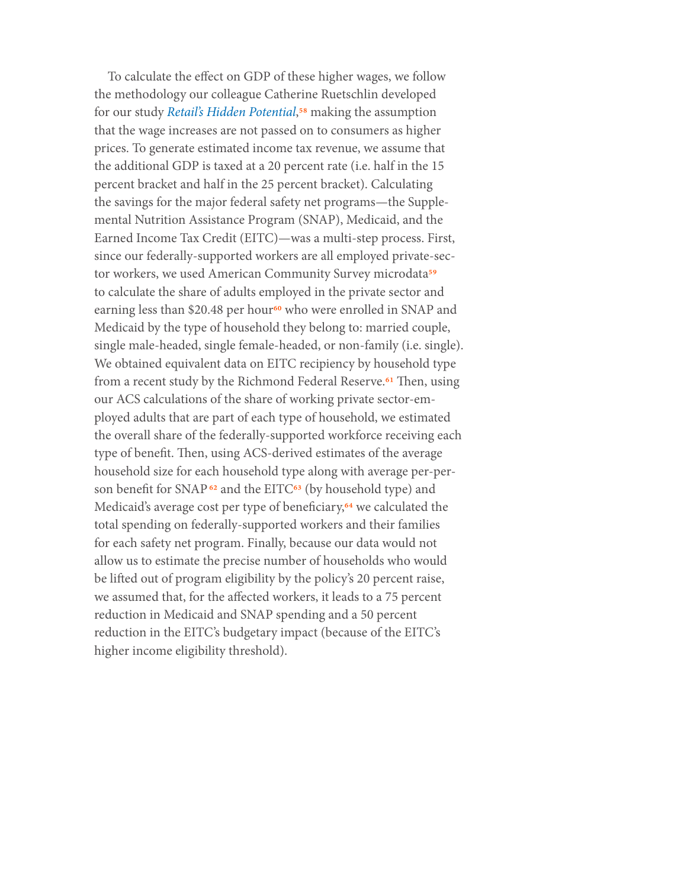To calculate the effect on GDP of these higher wages, we follow the methodology our colleague Catherine Ruetschlin developed for our study *Retail's Hidden Potential*,[58] making the assumption that the wage increases are not passed on to consumers as higher prices. To generate estimated income tax revenue, we assume that the additional GDP is taxed at a 20 percent rate (i.e. half in the 15 percent bracket and half in the 25 percent bracket). Calculating the savings for the major federal safety net programs—the Supplemental Nutrition Assistance Program (SNAP), Medicaid, and the Earned Income Tax Credit (EITC)—was a multi-step process. First, since our federally-supported workers are all employed private-sector workers, we used American Community Survey microdata[59] to calculate the share of adults employed in the private sector and earning less than $20.48 per hour[60] who were enrolled in SNAP and Medicaid by the type of household they belong to: married couple, single male-headed, single female-headed, or non-family (i.e. single). We obtained equivalent data on EITC recipiency by household type from a recent study by the Richmond Federal Reserve.[61] Then, using our ACS calculations of the share of working private sector-employed adults that are part of each type of household, we estimated the overall share of the federally-supported workforce receiving each type of benefit. Then, using ACS-derived estimates of the average household size for each household type along with average per-person benefit for SNAP[62] and the EITC[63] (by household type) and Medicaid's average cost per type of beneficiary,[64] we calculated the total spending on federally-supported workers and their families for each safety net program. Finally, because our data would not allow us to estimate the precise number of households who would be lifted out of program eligibility by the policy's 20 percent raise, we assumed that, for the affected workers, it leads to a 75 percent reduction in Medicaid and SNAP spending and a 50 percent reduction in the EITC's budgetary impact (because of the EITC's higher income eligibility threshold).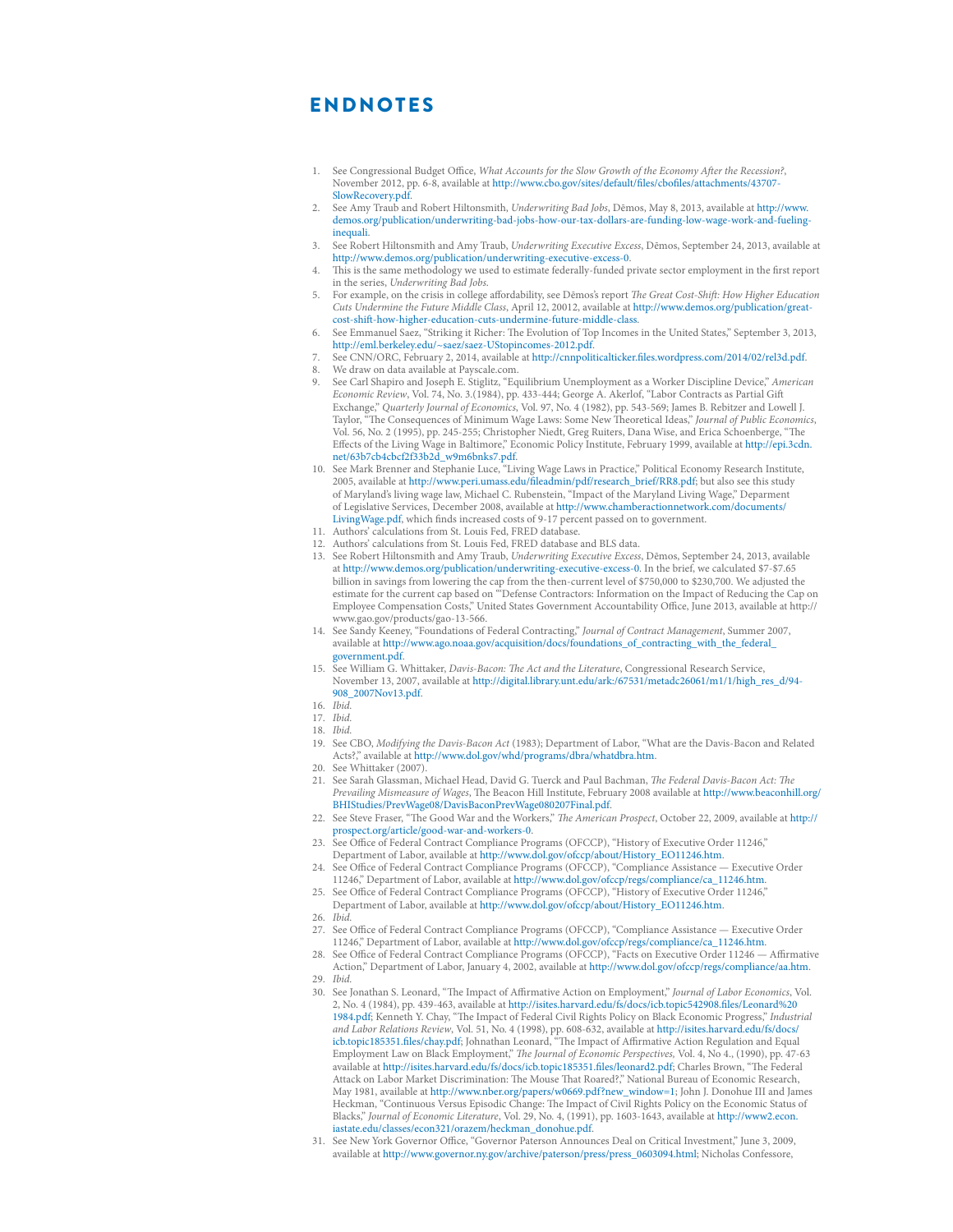# ENDNOTES

1. See Congressional Budget Office, *What Accounts for the Slow Growth of the Economy After the Recession?*, November 2012, pp. 6-8, available at http://www.cbo.gov/sites/default/files/cbofiles/attachments/43707-SlowRecovery.pdf.
2. See Amy Traub and Robert Hiltonsmith, *Underwriting Bad Jobs*, Dēmos, May 8, 2013, available at http://www.demos.org/publication/underwriting-bad-jobs-how-our-tax-dollars-are-funding-low-wage-work-and-fueling-inequali.
3. See Robert Hiltonsmith and Amy Traub, *Underwriting Executive Excess*, Dēmos, September 24, 2013, available at http://www.demos.org/publication/underwriting-executive-excess-0.
4. This is the same methodology we used to estimate federally-funded private sector employment in the first report in the series, *Underwriting Bad Jobs*.
5. For example, on the crisis in college affordability, see Dēmos's report *The Great Cost-Shift: How Higher Education Cuts Undermine the Future Middle Class*, April 12, 20012, available at http://www.demos.org/publication/great-cost-shift-how-higher-education-cuts-undermine-future-middle-class.
6. See Emmanuel Saez, "Striking it Richer: The Evolution of Top Incomes in the United States," September 3, 2013, http://eml.berkeley.edu/~saez/saez-UStopincomes-2012.pdf.
7. See CNN/ORC, February 2, 2014, available at http://cnnpoliticalticker.files.wordpress.com/2014/02/rel3d.pdf.
8. We draw on data available at Payscale.com.
9. See Carl Shapiro and Joseph E. Stiglitz, "Equilibrium Unemployment as a Worker Discipline Device," *American Economic Review*, Vol. 74, No. 3.(1984), pp. 433-444; George A. Akerlof, "Labor Contracts as Partial Gift Exchange," *Quarterly Journal of Economics*, Vol. 97, No. 4 (1982), pp. 543-569; James B. Rebitzer and Lowell J. Taylor, "The Consequences of Minimum Wage Laws: Some New Theoretical Ideas," *Journal of Public Economics*, Vol. 56, No. 2 (1995), pp. 245-255; Christopher Niedt, Greg Ruiters, Dana Wise, and Erica Schoenberge, "The Effects of the Living Wage in Baltimore," Economic Policy Institute, February 1999, available at http://epi.3cdn.net/63b7cb4cbcf2f33b2d_w9m6bnks7.pdf.
10. See Mark Brenner and Stephanie Luce, "Living Wage Laws in Practice," Political Economy Research Institute, 2005, available at http://www.peri.umass.edu/fileadmin/pdf/research_brief/RR8.pdf; but also see this study of Maryland's living wage law, Michael C. Rubenstein, "Impact of the Maryland Living Wage," Deparment of Legislative Services, December 2008, available at http://www.chamberactionnetwork.com/documents/LivingWage.pdf, which finds increased costs of 9-17 percent passed on to government.
11. Authors' calculations from St. Louis Fed, FRED database.
12. Authors' calculations from St. Louis Fed, FRED database and BLS data.
13. See Robert Hiltonsmith and Amy Traub, *Underwriting Executive Excess*, Dēmos, September 24, 2013, available at http://www.demos.org/publication/underwriting-executive-excess-0. In the brief, we calculated $7-$7.65 billion in savings from lowering the cap from the then-current level of $750,000 to $230,700. We adjusted the estimate for the current cap based on "'Defense Contractors: Information on the Impact of Reducing the Cap on Employee Compensation Costs," United States Government Accountability Office, June 2013, available at http://www.gao.gov/products/gao-13-566.
14. See Sandy Keeney, "Foundations of Federal Contracting," *Journal of Contract Management*, Summer 2007, available at http://www.ago.noaa.gov/acquisition/docs/foundations_of_contracting_with_the_federal_government.pdf.
15. See William G. Whittaker, *Davis-Bacon: The Act and the Literature*, Congressional Research Service, November 13, 2007, available at http://digital.library.unt.edu/ark:/67531/metadc26061/m1/1/high_res_d/94-908_2007Nov13.pdf.
16. *Ibid.*
17. *Ibid.*
18. *Ibid.*
19. See CBO, *Modifying the Davis-Bacon Act* (1983); Department of Labor, "What are the Davis-Bacon and Related Acts?," available at http://www.dol.gov/whd/programs/dbra/whatdbra.htm.
20. See Whittaker (2007).
21. See Sarah Glassman, Michael Head, David G. Tuerck and Paul Bachman, *The Federal Davis-Bacon Act: The Prevailing Mismeasure of Wages*, The Beacon Hill Institute, February 2008 available at http://www.beaconhill.org/BHIStudies/PrevWage08/DavisBaconPrevWage080207Final.pdf.
22. See Steve Fraser, "The Good War and the Workers," *The American Prospect*, October 22, 2009, available at http://prospect.org/article/good-war-and-workers-0.
23. See Office of Federal Contract Compliance Programs (OFCCP), "History of Executive Order 11246," Department of Labor, available at http://www.dol.gov/ofccp/about/History_EO11246.htm.
24. See Office of Federal Contract Compliance Programs (OFCCP), "Compliance Assistance — Executive Order 11246," Department of Labor, available at http://www.dol.gov/ofccp/regs/compliance/ca_11246.htm.
25. See Office of Federal Contract Compliance Programs (OFCCP), "History of Executive Order 11246," Department of Labor, available at http://www.dol.gov/ofccp/about/History_EO11246.htm.
26. *Ibid.*
27. See Office of Federal Contract Compliance Programs (OFCCP), "Compliance Assistance — Executive Order 11246," Department of Labor, available at http://www.dol.gov/ofccp/regs/compliance/ca_11246.htm.
28. See Office of Federal Contract Compliance Programs (OFCCP), "Facts on Executive Order 11246 — Affirmative Action," Department of Labor, January 4, 2002, available at http://www.dol.gov/ofccp/regs/compliance/aa.htm.
29. *Ibid.*
30. See Jonathan S. Leonard, "The Impact of Affirmative Action on Employment," *Journal of Labor Economics*, Vol. 2, No. 4 (1984), pp. 439-463, available at http://isites.harvard.edu/fs/docs/icb.topic542908.files/Leonard%201984.pdf; Kenneth Y. Chay, "The Impact of Federal Civil Rights Policy on Black Economic Progress," *Industrial and Labor Relations Review*, Vol. 51, No. 4 (1998), pp. 608-632, available at http://isites.harvard.edu/fs/docs/icb.topic185351.files/chay.pdf; Johnathan Leonard, "The Impact of Affirmative Action Regulation and Equal Employment Law on Black Employment," *The Journal of Economic Perspectives,* Vol. 4, No 4., (1990), pp. 47-63 available at http://isites.harvard.edu/fs/docs/icb.topic185351.files/leonard2.pdf; Charles Brown, "The Federal Attack on Labor Market Discrimination: The Mouse That Roared?," National Bureau of Economic Research, May 1981, available at http://www.nber.org/papers/w0669.pdf?new_window=1; John J. Donohue III and James Heckman, "Continuous Versus Episodic Change: The Impact of Civil Rights Policy on the Economic Status of Blacks," *Journal of Economic Literature*, Vol. 29, No. 4, (1991), pp. 1603-1643, available at http://www2.econ.iastate.edu/classes/econ321/orazem/heckman_donohue.pdf.
31. See New York Governor Office, "Governor Paterson Announces Deal on Critical Investment," June 3, 2009, available at http://www.governor.ny.gov/archive/paterson/press/press_0603094.html; Nicholas Confessore,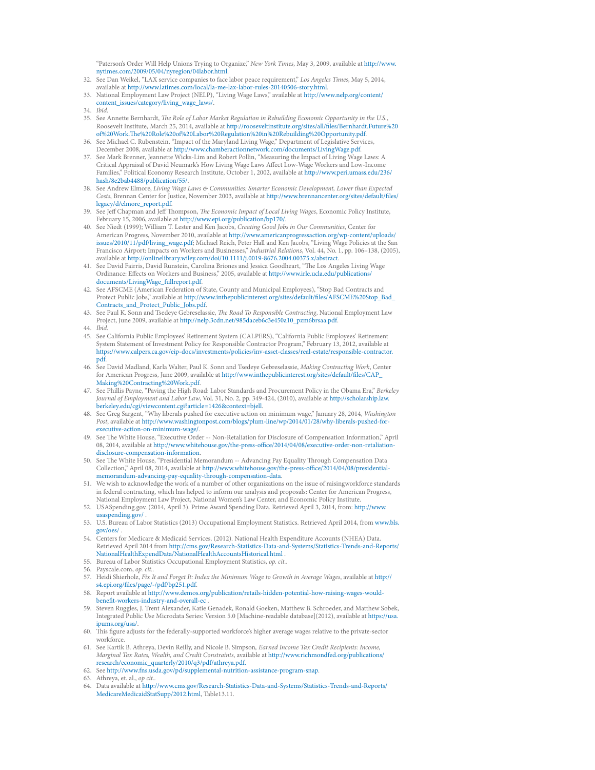"Paterson's Order Will Help Unions Trying to Organize," *New York Times*, May 3, 2009, available at http://www.nytimes.com/2009/05/04/nyregion/04labor.html.

32. See Dan Weikel, "LAX service companies to face labor peace requirement," *Los Angeles Times*, May 5, 2014, available at http://www.latimes.com/local/la-me-lax-labor-rules-20140506-story.html.
33. National Employment Law Project (NELP), "Living Wage Laws," available at http://www.nelp.org/content/content_issues/category/living_wage_laws/.
34. *Ibid.*
35. See Annette Bernhardt, *The Role of Labor Market Regulation in Rebuilding Economic Opportunity in the U.S.*, Roosevelt Institute, March 25, 2014, available at http://rooseveltinstitute.org/sites/all/files/Bernhardt.Future%20of%20Work.The%20Role%20of%20Labor%20Regulation%20in%20Rebuilding%20Opportunity.pdf.
36. See Michael C. Rubenstein, "Impact of the Maryland Living Wage," Department of Legislative Services, December 2008, available at http://www.chamberactionnetwork.com/documents/LivingWage.pdf.
37. See Mark Brenner, Jeannette Wicks-Lim and Robert Pollin, "Measuring the Impact of Living Wage Laws: A Critical Appraisal of David Neumark's How Living Wage Laws Affect Low-Wage Workers and Low-Income Families," Political Economy Research Institute, October 1, 2002, available at http://www.peri.umass.edu/236/hash/8e2bab4488/publication/55/.
38. See Andrew Elmore, *Living Wage Laws & Communities: Smarter Economic Development, Lower than Expected Costs*, Brennan Center for Justice, November 2003, available at http://www.brennancenter.org/sites/default/files/legacy/d/elmore_report.pdf.
39. See Jeff Chapman and Jeff Thompson, *The Economic Impact of Local Living Wages*, Economic Policy Institute, February 15, 2006, available at http://www.epi.org/publication/bp170/.
40. See Niedt (1999); William T. Lester and Ken Jacobs, *Creating Good Jobs in Our Communities*, Center for American Progress, November 2010, available at http://www.americanprogressaction.org/wp-content/uploads/issues/2010/11/pdf/living_wage.pdf; Michael Reich, Peter Hall and Ken Jacobs, "Living Wage Policies at the San Francisco Airport: Impacts on Workers and Businesses," *Industrial Relations*, Vol. 44, No. 1, pp. 106–138, (2005), available at http://onlinelibrary.wiley.com/doi/10.1111/j.0019-8676.2004.00375.x/abstract.
41. See David Fairris, David Runstein, Carolina Briones and Jessica Goodheart, "The Los Angeles Living Wage Ordinance: Effects on Workers and Business," 2005, available at http://www.irle.ucla.edu/publications/documents/LivingWage_fullreport.pdf.
42. See AFSCME (American Federation of State, County and Municipal Employees), "Stop Bad Contracts and Protect Public Jobs," available at http://www.inthepublicinterest.org/sites/default/files/AFSCME%20Stop_Bad_Contracts_and_Protect_Public_Jobs.pdf.
43. See Paul K. Sonn and Tsedeye Gebreselassie, *The Road To Responsible Contracting*, National Employment Law Project, June 2009, available at http://nelp.3cdn.net/985daceb6c3e450a10_pzm6brsaa.pdf.
44. *Ibid.*
45. See California Public Employees' Retirement System (CALPERS), "California Public Employees' Retirement System Statement of Investment Policy for Responsible Contractor Program," February 13, 2012, available at https://www.calpers.ca.gov/eip-docs/investments/policies/inv-asset-classes/real-estate/responsible-contractor.pdf.
46. See David Madland, Karla Walter, Paul K. Sonn and Tsedeye Gebreselassie, *Making Contracting Work*, Center for American Progress, June 2009, available at http://www.inthepublicinterest.org/sites/default/files/CAP_Making%20Contracting%20Work.pdf.
47. See Phillis Payne, "Paving the High Road: Labor Standards and Procurement Policy in the Obama Era," *Berkeley Journal of Employment and Labor Law*, Vol. 31, No. 2, pp. 349-424, (2010), available at http://scholarship.law.berkeley.edu/cgi/viewcontent.cgi?article=1426&context=bjell.
48. See Greg Sargent, "Why liberals pushed for executive action on minimum wage," January 28, 2014, *Washington Post*, available at http://www.washingtonpost.com/blogs/plum-line/wp/2014/01/28/why-liberals-pushed-for-executive-action-on-minimum-wage/.
49. See The White House, "Executive Order -- Non-Retaliation for Disclosure of Compensation Information," April 08, 2014, available at http://www.whitehouse.gov/the-press-office/2014/04/08/executive-order-non-retaliation-disclosure-compensation-information.
50. See The White House, "Presidential Memorandum -- Advancing Pay Equality Through Compensation Data Collection," April 08, 2014, available at http://www.whitehouse.gov/the-press-office/2014/04/08/presidential-memorandum-advancing-pay-equality-through-compensation-data.
51. We wish to acknowledge the work of a number of other organizations on the issue of raisingworkforce standards in federal contracting, which has helped to inform our analysis and proposals: Center for American Progress, National Employment Law Project, National Women's Law Center, and Economic Policy Institute.
52. USASpending.gov. (2014, April 3). Prime Award Spending Data. Retrieved April 3, 2014, from: http://www.usaspending.gov/ .
53. U.S. Bureau of Labor Statistics (2013) Occupational Employment Statistics. Retrieved April 2014, from www.bls.gov/oes/ .
54. Centers for Medicare & Medicaid Services. (2012). National Health Expenditure Accounts (NHEA) Data. Retrieved April 2014 from http://cms.gov/Research-Statistics-Data-and-Systems/Statistics-Trends-and-Reports/NationalHealthExpendData/NationalHealthAccountsHistorical.html .
55. Bureau of Labor Statistics Occupational Employment Statistics, *op. cit.*.
56. Payscale.com, *op. cit.*.
57. Heidi Shierholz, *Fix It and Forget It: Index the Minimum Wage to Growth in Average Wages*, available at http://s4.epi.org/files/page/-/pdf/bp251.pdf.
58. Report available at http://www.demos.org/publication/retails-hidden-potential-how-raising-wages-would-benefit-workers-industry-and-overall-ec .
59. Steven Ruggles, J. Trent Alexander, Katie Genadek, Ronald Goeken, Matthew B. Schroeder, and Matthew Sobek, Integrated Public Use Microdata Series: Version 5.0 [Machine-readable database](2012), available at https://usa.ipums.org/usa/.
60. This figure adjusts for the federally-supported workforce's higher average wages relative to the private-sector workforce.
61. See Kartik B. Athreya, Devin Reilly, and Nicole B. Simpson, *Earned Income Tax Credit Recipients: Income, Marginal Tax Rates, Wealth, and Credit Constraints*, available at http://www.richmondfed.org/publications/research/economic_quarterly/2010/q3/pdf/athreya.pdf.
62. See http://www.fns.usda.gov/pd/supplemental-nutrition-assistance-program-snap.
63. Athreya, et. al., *op cit.*.
64. Data available at http://www.cms.gov/Research-Statistics-Data-and-Systems/Statistics-Trends-and-Reports/MedicareMedicaidStatSupp/2012.html, Table13.11.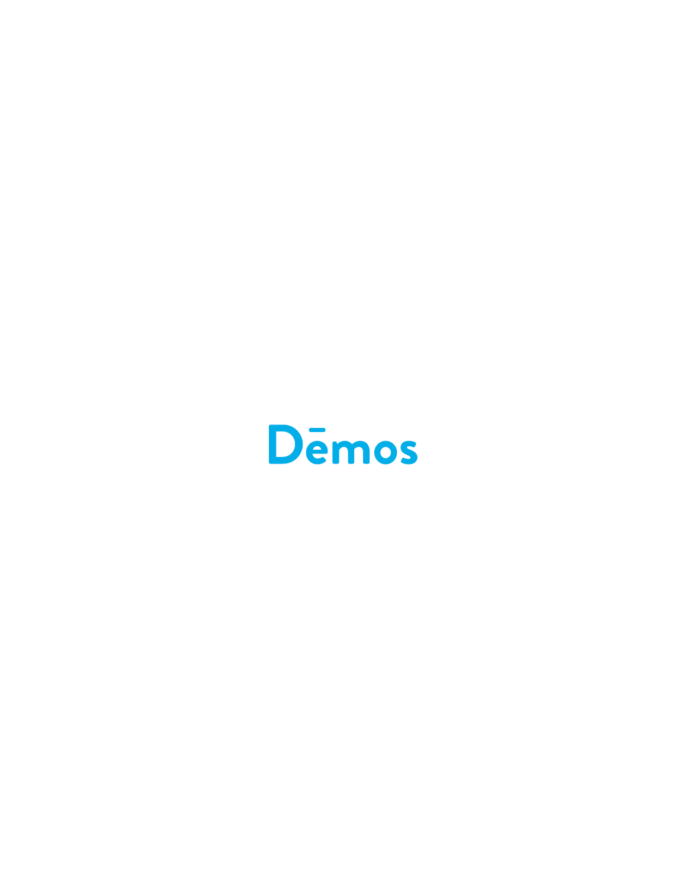Dēmos